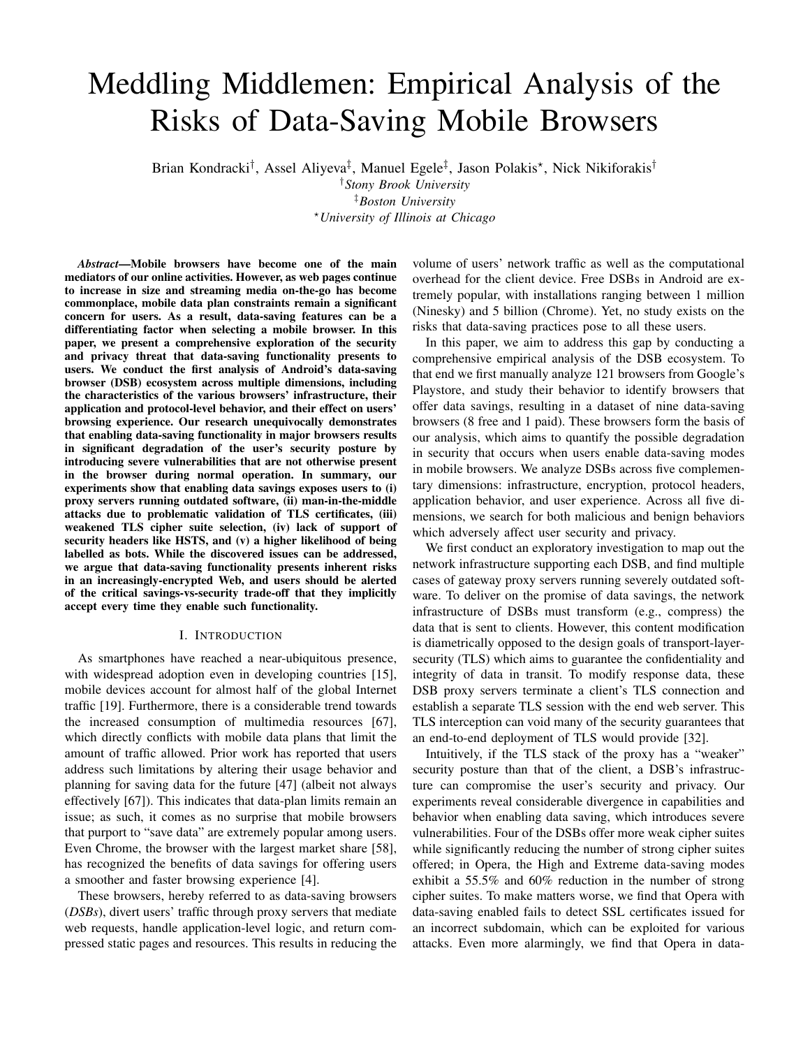# Meddling Middlemen: Empirical Analysis of the Risks of Data-Saving Mobile Browsers

Brian Kondracki[†], Assel Aliyeva[‡], Manuel Egele[‡], Jason Polakis[⋆], Nick Nikiforakis[†]

[†]*Stony Brook University*

[‡]*Boston University*

[⋆]*University of Illinois at Chicago*

***Abstract*—Mobile browsers have become one of the main mediators of our online activities. However, as web pages continue to increase in size and streaming media on-the-go has become commonplace, mobile data plan constraints remain a significant concern for users. As a result, data-saving features can be a differentiating factor when selecting a mobile browser. In this paper, we present a comprehensive exploration of the security and privacy threat that data-saving functionality presents to users. We conduct the first analysis of Android's data-saving browser (DSB) ecosystem across multiple dimensions, including the characteristics of the various browsers' infrastructure, their application and protocol-level behavior, and their effect on users' browsing experience. Our research unequivocally demonstrates that enabling data-saving functionality in major browsers results in significant degradation of the user's security posture by introducing severe vulnerabilities that are not otherwise present in the browser during normal operation. In summary, our experiments show that enabling data savings exposes users to (i) proxy servers running outdated software, (ii) man-in-the-middle attacks due to problematic validation of TLS certificates, (iii) weakened TLS cipher suite selection, (iv) lack of support of security headers like HSTS, and (v) a higher likelihood of being labelled as bots. While the discovered issues can be addressed, we argue that data-saving functionality presents inherent risks in an increasingly-encrypted Web, and users should be alerted of the critical savings-vs-security trade-off that they implicitly accept every time they enable such functionality.**

## I. Introduction

As smartphones have reached a near-ubiquitous presence, with widespread adoption even in developing countries [15], mobile devices account for almost half of the global Internet traffic [19]. Furthermore, there is a considerable trend towards the increased consumption of multimedia resources [67], which directly conflicts with mobile data plans that limit the amount of traffic allowed. Prior work has reported that users address such limitations by altering their usage behavior and planning for saving data for the future [47] (albeit not always effectively [67]). This indicates that data-plan limits remain an issue; as such, it comes as no surprise that mobile browsers that purport to "save data" are extremely popular among users. Even Chrome, the browser with the largest market share [58], has recognized the benefits of data savings for offering users a smoother and faster browsing experience [4].

These browsers, hereby referred to as data-saving browsers (*DSBs*), divert users' traffic through proxy servers that mediate web requests, handle application-level logic, and return compressed static pages and resources. This results in reducing the volume of users' network traffic as well as the computational overhead for the client device. Free DSBs in Android are extremely popular, with installations ranging between 1 million (Ninesky) and 5 billion (Chrome). Yet, no study exists on the risks that data-saving practices pose to all these users.

In this paper, we aim to address this gap by conducting a comprehensive empirical analysis of the DSB ecosystem. To that end we first manually analyze 121 browsers from Google's Playstore, and study their behavior to identify browsers that offer data savings, resulting in a dataset of nine data-saving browsers (8 free and 1 paid). These browsers form the basis of our analysis, which aims to quantify the possible degradation in security that occurs when users enable data-saving modes in mobile browsers. We analyze DSBs across five complementary dimensions: infrastructure, encryption, protocol headers, application behavior, and user experience. Across all five dimensions, we search for both malicious and benign behaviors which adversely affect user security and privacy.

We first conduct an exploratory investigation to map out the network infrastructure supporting each DSB, and find multiple cases of gateway proxy servers running severely outdated software. To deliver on the promise of data savings, the network infrastructure of DSBs must transform (e.g., compress) the data that is sent to clients. However, this content modification is diametrically opposed to the design goals of transport-layer-security (TLS) which aims to guarantee the confidentiality and integrity of data in transit. To modify response data, these DSB proxy servers terminate a client's TLS connection and establish a separate TLS session with the end web server. This TLS interception can void many of the security guarantees that an end-to-end deployment of TLS would provide [32].

Intuitively, if the TLS stack of the proxy has a "weaker" security posture than that of the client, a DSB's infrastructure can compromise the user's security and privacy. Our experiments reveal considerable divergence in capabilities and behavior when enabling data saving, which introduces severe vulnerabilities. Four of the DSBs offer more weak cipher suites while significantly reducing the number of strong cipher suites offered; in Opera, the High and Extreme data-saving modes exhibit a 55.5% and 60% reduction in the number of strong cipher suites. To make matters worse, we find that Opera with data-saving enabled fails to detect SSL certificates issued for an incorrect subdomain, which can be exploited for various attacks. Even more alarmingly, we find that Opera in data-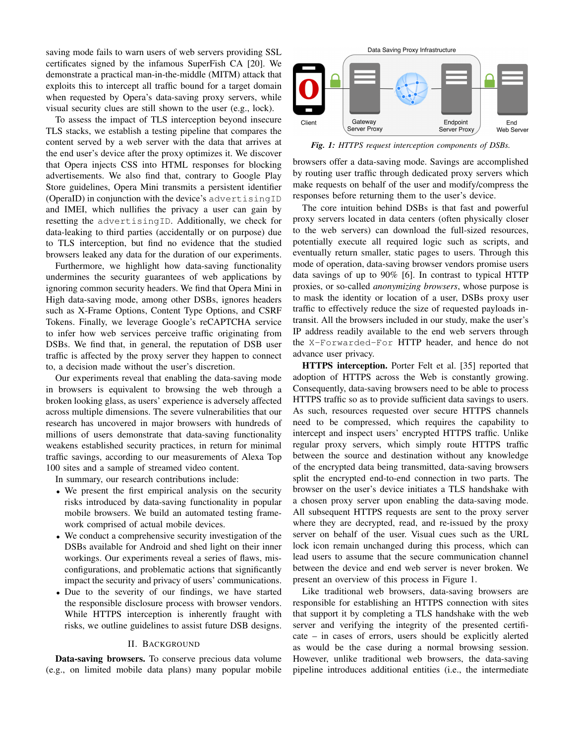saving mode fails to warn users of web servers providing SSL certificates signed by the infamous SuperFish CA [20]. We demonstrate a practical man-in-the-middle (MITM) attack that exploits this to intercept all traffic bound for a target domain when requested by Opera's data-saving proxy servers, while visual security clues are still shown to the user (e.g., lock).

To assess the impact of TLS interception beyond insecure TLS stacks, we establish a testing pipeline that compares the content served by a web server with the data that arrives at the end user's device after the proxy optimizes it. We discover that Opera injects CSS into HTML responses for blocking advertisements. We also find that, contrary to Google Play Store guidelines, Opera Mini transmits a persistent identifier (OperaID) in conjunction with the device's `advertisingID` and IMEI, which nullifies the privacy a user can gain by resetting the `advertisingID`. Additionally, we check for data-leaking to third parties (accidentally or on purpose) due to TLS interception, but find no evidence that the studied browsers leaked any data for the duration of our experiments.

Furthermore, we highlight how data-saving functionality undermines the security guarantees of web applications by ignoring common security headers. We find that Opera Mini in High data-saving mode, among other DSBs, ignores headers such as X-Frame Options, Content Type Options, and CSRF Tokens. Finally, we leverage Google's reCAPTCHA service to infer how web services perceive traffic originating from DSBs. We find that, in general, the reputation of DSB user traffic is affected by the proxy server they happen to connect to, a decision made without the user's discretion.

Our experiments reveal that enabling the data-saving mode in browsers is equivalent to browsing the web through a broken looking glass, as users' experience is adversely affected across multiple dimensions. The severe vulnerabilities that our research has uncovered in major browsers with hundreds of millions of users demonstrate that data-saving functionality weakens established security practices, in return for minimal traffic savings, according to our measurements of Alexa Top 100 sites and a sample of streamed video content.

In summary, our research contributions include:

- We present the first empirical analysis on the security risks introduced by data-saving functionality in popular mobile browsers. We build an automated testing framework comprised of actual mobile devices.
- We conduct a comprehensive security investigation of the DSBs available for Android and shed light on their inner workings. Our experiments reveal a series of flaws, misconfigurations, and problematic actions that significantly impact the security and privacy of users' communications.
- Due to the severity of our findings, we have started the responsible disclosure process with browser vendors. While HTTPS interception is inherently fraught with risks, we outline guidelines to assist future DSB designs.

## II. Background

**Data-saving browsers.** To conserve precious data volume (e.g., on limited mobile data plans) many popular mobile browsers offer a data-saving mode. Savings are accomplished by routing user traffic through dedicated proxy servers which make requests on behalf of the user and modify/compress the responses before returning them to the user's device.

*Fig. 1: HTTPS request interception components of DSBs.*

The core intuition behind DSBs is that fast and powerful proxy servers located in data centers (often physically closer to the web servers) can download the full-sized resources, potentially execute all required logic such as scripts, and eventually return smaller, static pages to users. Through this mode of operation, data-saving browser vendors promise users data savings of up to 90% [6]. In contrast to typical HTTP proxies, or so-called *anonymizing browsers*, whose purpose is to mask the identity or location of a user, DSBs proxy user traffic to effectively reduce the size of requested payloads in-transit. All the browsers included in our study, make the user's IP address readily available to the end web servers through the `X-Forwarded-For` HTTP header, and hence do not advance user privacy.

**HTTPS interception.** Porter Felt et al. [35] reported that adoption of HTTPS across the Web is constantly growing. Consequently, data-saving browsers need to be able to process HTTPS traffic so as to provide sufficient data savings to users. As such, resources requested over secure HTTPS channels need to be compressed, which requires the capability to intercept and inspect users' encrypted HTTPS traffic. Unlike regular proxy servers, which simply route HTTPS traffic between the source and destination without any knowledge of the encrypted data being transmitted, data-saving browsers split the encrypted end-to-end connection in two parts. The browser on the user's device initiates a TLS handshake with a chosen proxy server upon enabling the data-saving mode. All subsequent HTTPS requests are sent to the proxy server where they are decrypted, read, and re-issued by the proxy server on behalf of the user. Visual cues such as the URL lock icon remain unchanged during this process, which can lead users to assume that the secure communication channel between the device and end web server is never broken. We present an overview of this process in Figure 1.

Like traditional web browsers, data-saving browsers are responsible for establishing an HTTPS connection with sites that support it by completing a TLS handshake with the web server and verifying the integrity of the presented certificate – in cases of errors, users should be explicitly alerted as would be the case during a normal browsing session. However, unlike traditional web browsers, the data-saving pipeline introduces additional entities (i.e., the intermediate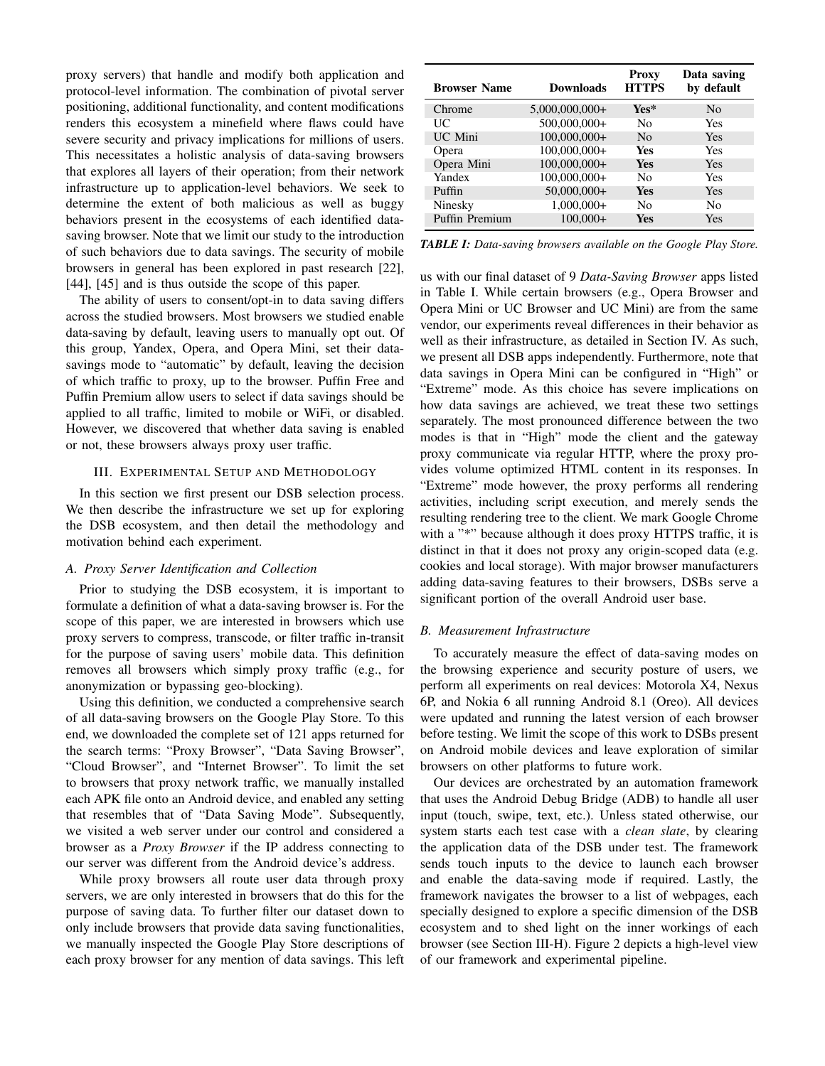proxy servers) that handle and modify both application and protocol-level information. The combination of pivotal server positioning, additional functionality, and content modifications renders this ecosystem a minefield where flaws could have severe security and privacy implications for millions of users. This necessitates a holistic analysis of data-saving browsers that explores all layers of their operation; from their network infrastructure up to application-level behaviors. We seek to determine the extent of both malicious as well as buggy behaviors present in the ecosystems of each identified data-saving browser. Note that we limit our study to the introduction of such behaviors due to data savings. The security of mobile browsers in general has been explored in past research [22], [44], [45] and is thus outside the scope of this paper.

The ability of users to consent/opt-in to data saving differs across the studied browsers. Most browsers we studied enable data-saving by default, leaving users to manually opt out. Of this group, Yandex, Opera, and Opera Mini, set their data-savings mode to "automatic" by default, leaving the decision of which traffic to proxy, up to the browser. Puffin Free and Puffin Premium allow users to select if data savings should be applied to all traffic, limited to mobile or WiFi, or disabled. However, we discovered that whether data saving is enabled or not, these browsers always proxy user traffic.

## III. Experimental Setup and Methodology

In this section we first present our DSB selection process. We then describe the infrastructure we set up for exploring the DSB ecosystem, and then detail the methodology and motivation behind each experiment.

### A. Proxy Server Identification and Collection

Prior to studying the DSB ecosystem, it is important to formulate a definition of what a data-saving browser is. For the scope of this paper, we are interested in browsers which use proxy servers to compress, transcode, or filter traffic in-transit for the purpose of saving users' mobile data. This definition removes all browsers which simply proxy traffic (e.g., for anonymization or bypassing geo-blocking).

Using this definition, we conducted a comprehensive search of all data-saving browsers on the Google Play Store. To this end, we downloaded the complete set of 121 apps returned for the search terms: "Proxy Browser", "Data Saving Browser", "Cloud Browser", and "Internet Browser". To limit the set to browsers that proxy network traffic, we manually installed each APK file onto an Android device, and enabled any setting that resembles that of "Data Saving Mode". Subsequently, we visited a web server under our control and considered a browser as a *Proxy Browser* if the IP address connecting to our server was different from the Android device's address.

While proxy browsers all route user data through proxy servers, we are only interested in browsers that do this for the purpose of saving data. To further filter our dataset down to only include browsers that provide data saving functionalities, we manually inspected the Google Play Store descriptions of each proxy browser for any mention of data savings. This left us with our final dataset of 9 *Data-Saving Browser* apps listed in Table I. While certain browsers (e.g., Opera Browser and Opera Mini or UC Browser and UC Mini) are from the same vendor, our experiments reveal differences in their behavior as well as their infrastructure, as detailed in Section IV. As such, we present all DSB apps independently. Furthermore, note that data savings in Opera Mini can be configured in "High" or "Extreme" mode. As this choice has severe implications on how data savings are achieved, we treat these two settings separately. The most pronounced difference between the two modes is that in "High" mode the client and the gateway proxy communicate via regular HTTP, where the proxy provides volume optimized HTML content in its responses. In "Extreme" mode however, the proxy performs all rendering activities, including script execution, and merely sends the resulting rendering tree to the client. We mark Google Chrome with a "*" because although it does proxy HTTPS traffic, it is distinct in that it does not proxy any origin-scoped data (e.g. cookies and local storage). With major browser manufacturers adding data-saving features to their browsers, DSBs serve a significant portion of the overall Android user base.

| Browser Name | Downloads | Proxy HTTPS | Data saving by default |
|---|---|---|---|
| Chrome | 5,000,000,000+ | **Yes*** | No |
| UC | 500,000,000+ | No | Yes |
| UC Mini | 100,000,000+ | No | Yes |
| Opera | 100,000,000+ | **Yes** | Yes |
| Opera Mini | 100,000,000+ | **Yes** | Yes |
| Yandex | 100,000,000+ | No | Yes |
| Puffin | 50,000,000+ | **Yes** | Yes |
| Ninesky | 1,000,000+ | No | No |
| Puffin Premium | 100,000+ | **Yes** | Yes |

***TABLE I:*** *Data-saving browsers available on the Google Play Store.*

### B. Measurement Infrastructure

To accurately measure the effect of data-saving modes on the browsing experience and security posture of users, we perform all experiments on real devices: Motorola X4, Nexus 6P, and Nokia 6 all running Android 8.1 (Oreo). All devices were updated and running the latest version of each browser before testing. We limit the scope of this work to DSBs present on Android mobile devices and leave exploration of similar browsers on other platforms to future work.

Our devices are orchestrated by an automation framework that uses the Android Debug Bridge (ADB) to handle all user input (touch, swipe, text, etc.). Unless stated otherwise, our system starts each test case with a *clean slate*, by clearing the application data of the DSB under test. The framework sends touch inputs to the device to launch each browser and enable the data-saving mode if required. Lastly, the framework navigates the browser to a list of webpages, each specially designed to explore a specific dimension of the DSB ecosystem and to shed light on the inner workings of each browser (see Section III-H). Figure 2 depicts a high-level view of our framework and experimental pipeline.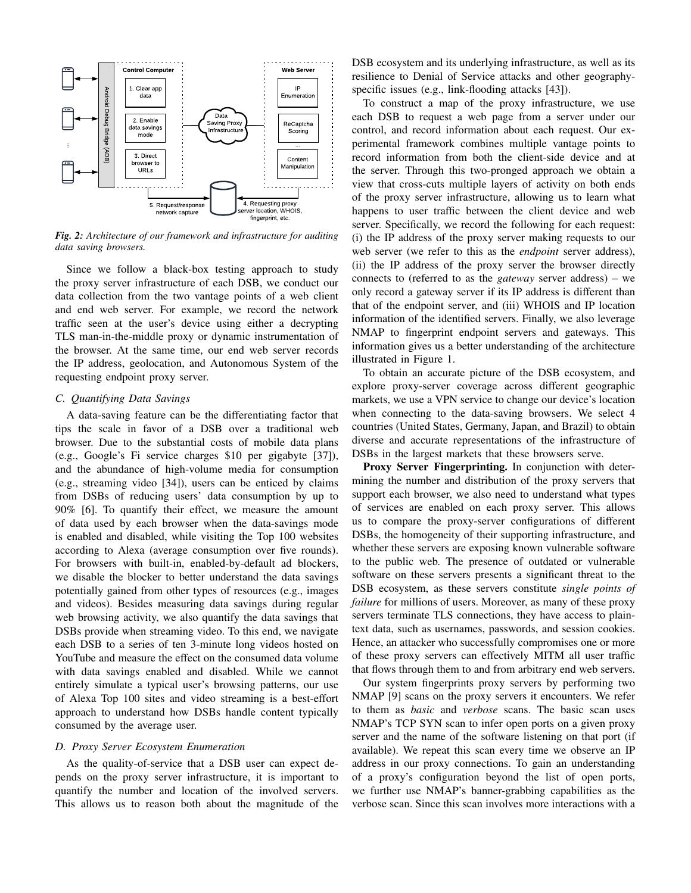*Fig. 2: Architecture of our framework and infrastructure for auditing data saving browsers.*

Since we follow a black-box testing approach to study the proxy server infrastructure of each DSB, we conduct our data collection from the two vantage points of a web client and end web server. For example, we record the network traffic seen at the user's device using either a decrypting TLS man-in-the-middle proxy or dynamic instrumentation of the browser. At the same time, our end web server records the IP address, geolocation, and Autonomous System of the requesting endpoint proxy server.

### C. Quantifying Data Savings

A data-saving feature can be the differentiating factor that tips the scale in favor of a DSB over a traditional web browser. Due to the substantial costs of mobile data plans (e.g., Google's Fi service charges $10 per gigabyte [37]), and the abundance of high-volume media for consumption (e.g., streaming video [34]), users can be enticed by claims from DSBs of reducing users' data consumption by up to 90% [6]. To quantify their effect, we measure the amount of data used by each browser when the data-savings mode is enabled and disabled, while visiting the Top 100 websites according to Alexa (average consumption over five rounds). For browsers with built-in, enabled-by-default ad blockers, we disable the blocker to better understand the data savings potentially gained from other types of resources (e.g., images and videos). Besides measuring data savings during regular web browsing activity, we also quantify the data savings that DSBs provide when streaming video. To this end, we navigate each DSB to a series of ten 3-minute long videos hosted on YouTube and measure the effect on the consumed data volume with data savings enabled and disabled. While we cannot entirely simulate a typical user's browsing patterns, our use of Alexa Top 100 sites and video streaming is a best-effort approach to understand how DSBs handle content typically consumed by the average user.

### D. Proxy Server Ecosystem Enumeration

As the quality-of-service that a DSB user can expect depends on the proxy server infrastructure, it is important to quantify the number and location of the involved servers. This allows us to reason both about the magnitude of the DSB ecosystem and its underlying infrastructure, as well as its resilience to Denial of Service attacks and other geography-specific issues (e.g., link-flooding attacks [43]).

To construct a map of the proxy infrastructure, we use each DSB to request a web page from a server under our control, and record information about each request. Our experimental framework combines multiple vantage points to record information from both the client-side device and at the server. Through this two-pronged approach we obtain a view that cross-cuts multiple layers of activity on both ends of the proxy server infrastructure, allowing us to learn what happens to user traffic between the client device and web server. Specifically, we record the following for each request: (i) the IP address of the proxy server making requests to our web server (we refer to this as the *endpoint* server address), (ii) the IP address of the proxy server the browser directly connects to (referred to as the *gateway* server address) – we only record a gateway server if its IP address is different than that of the endpoint server, and (iii) WHOIS and IP location information of the identified servers. Finally, we also leverage NMAP to fingerprint endpoint servers and gateways. This information gives us a better understanding of the architecture illustrated in Figure 1.

To obtain an accurate picture of the DSB ecosystem, and explore proxy-server coverage across different geographic markets, we use a VPN service to change our device's location when connecting to the data-saving browsers. We select 4 countries (United States, Germany, Japan, and Brazil) to obtain diverse and accurate representations of the infrastructure of DSBs in the largest markets that these browsers serve.

**Proxy Server Fingerprinting.** In conjunction with determining the number and distribution of the proxy servers that support each browser, we also need to understand what types of services are enabled on each proxy server. This allows us to compare the proxy-server configurations of different DSBs, the homogeneity of their supporting infrastructure, and whether these servers are exposing known vulnerable software to the public web. The presence of outdated or vulnerable software on these servers presents a significant threat to the DSB ecosystem, as these servers constitute *single points of failure* for millions of users. Moreover, as many of these proxy servers terminate TLS connections, they have access to plaintext data, such as usernames, passwords, and session cookies. Hence, an attacker who successfully compromises one or more of these proxy servers can effectively MITM all user traffic that flows through them to and from arbitrary end web servers.

Our system fingerprints proxy servers by performing two NMAP [9] scans on the proxy servers it encounters. We refer to them as *basic* and *verbose* scans. The basic scan uses NMAP's TCP SYN scan to infer open ports on a given proxy server and the name of the software listening on that port (if available). We repeat this scan every time we observe an IP address in our proxy connections. To gain an understanding of a proxy's configuration beyond the list of open ports, we further use NMAP's banner-grabbing capabilities as the verbose scan. Since this scan involves more interactions with a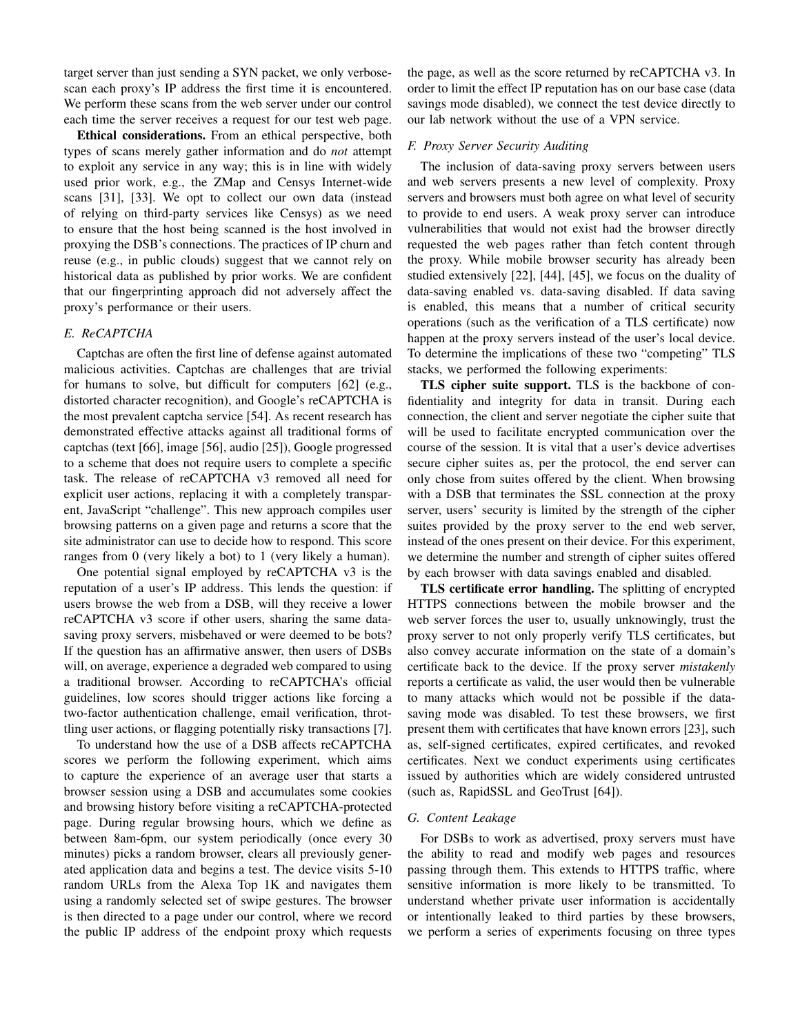target server than just sending a SYN packet, we only verbose-scan each proxy's IP address the first time it is encountered. We perform these scans from the web server under our control each time the server receives a request for our test web page.

**Ethical considerations.** From an ethical perspective, both types of scans merely gather information and do *not* attempt to exploit any service in any way; this is in line with widely used prior work, e.g., the ZMap and Censys Internet-wide scans [31], [33]. We opt to collect our own data (instead of relying on third-party services like Censys) as we need to ensure that the host being scanned is the host involved in proxying the DSB's connections. The practices of IP churn and reuse (e.g., in public clouds) suggest that we cannot rely on historical data as published by prior works. We are confident that our fingerprinting approach did not adversely affect the proxy's performance or their users.

### *E. ReCAPTCHA*

Captchas are often the first line of defense against automated malicious activities. Captchas are challenges that are trivial for humans to solve, but difficult for computers [62] (e.g., distorted character recognition), and Google's reCAPTCHA is the most prevalent captcha service [54]. As recent research has demonstrated effective attacks against all traditional forms of captchas (text [66], image [56], audio [25]), Google progressed to a scheme that does not require users to complete a specific task. The release of reCAPTCHA v3 removed all need for explicit user actions, replacing it with a completely transparent, JavaScript "challenge". This new approach compiles user browsing patterns on a given page and returns a score that the site administrator can use to decide how to respond. This score ranges from 0 (very likely a bot) to 1 (very likely a human).

One potential signal employed by reCAPTCHA v3 is the reputation of a user's IP address. This lends the question: if users browse the web from a DSB, will they receive a lower reCAPTCHA v3 score if other users, sharing the same data-saving proxy servers, misbehaved or were deemed to be bots? If the question has an affirmative answer, then users of DSBs will, on average, experience a degraded web compared to using a traditional browser. According to reCAPTCHA's official guidelines, low scores should trigger actions like forcing a two-factor authentication challenge, email verification, throttling user actions, or flagging potentially risky transactions [7].

To understand how the use of a DSB affects reCAPTCHA scores we perform the following experiment, which aims to capture the experience of an average user that starts a browser session using a DSB and accumulates some cookies and browsing history before visiting a reCAPTCHA-protected page. During regular browsing hours, which we define as between 8am-6pm, our system periodically (once every 30 minutes) picks a random browser, clears all previously generated application data and begins a test. The device visits 5-10 random URLs from the Alexa Top 1K and navigates them using a randomly selected set of swipe gestures. The browser is then directed to a page under our control, where we record the public IP address of the endpoint proxy which requests the page, as well as the score returned by reCAPTCHA v3. In order to limit the effect IP reputation has on our base case (data savings mode disabled), we connect the test device directly to our lab network without the use of a VPN service.

### *F. Proxy Server Security Auditing*

The inclusion of data-saving proxy servers between users and web servers presents a new level of complexity. Proxy servers and browsers must both agree on what level of security to provide to end users. A weak proxy server can introduce vulnerabilities that would not exist had the browser directly requested the web pages rather than fetch content through the proxy. While mobile browser security has already been studied extensively [22], [44], [45], we focus on the duality of data-saving enabled vs. data-saving disabled. If data saving is enabled, this means that a number of critical security operations (such as the verification of a TLS certificate) now happen at the proxy servers instead of the user's local device. To determine the implications of these two "competing" TLS stacks, we performed the following experiments:

**TLS cipher suite support.** TLS is the backbone of confidentiality and integrity for data in transit. During each connection, the client and server negotiate the cipher suite that will be used to facilitate encrypted communication over the course of the session. It is vital that a user's device advertises secure cipher suites as, per the protocol, the end server can only chose from suites offered by the client. When browsing with a DSB that terminates the SSL connection at the proxy server, users' security is limited by the strength of the cipher suites provided by the proxy server to the end web server, instead of the ones present on their device. For this experiment, we determine the number and strength of cipher suites offered by each browser with data savings enabled and disabled.

**TLS certificate error handling.** The splitting of encrypted HTTPS connections between the mobile browser and the web server forces the user to, usually unknowingly, trust the proxy server to not only properly verify TLS certificates, but also convey accurate information on the state of a domain's certificate back to the device. If the proxy server *mistakenly* reports a certificate as valid, the user would then be vulnerable to many attacks which would not be possible if the data-saving mode was disabled. To test these browsers, we first present them with certificates that have known errors [23], such as, self-signed certificates, expired certificates, and revoked certificates. Next we conduct experiments using certificates issued by authorities which are widely considered untrusted (such as, RapidSSL and GeoTrust [64]).

### *G. Content Leakage*

For DSBs to work as advertised, proxy servers must have the ability to read and modify web pages and resources passing through them. This extends to HTTPS traffic, where sensitive information is more likely to be transmitted. To understand whether private user information is accidentally or intentionally leaked to third parties by these browsers, we perform a series of experiments focusing on three types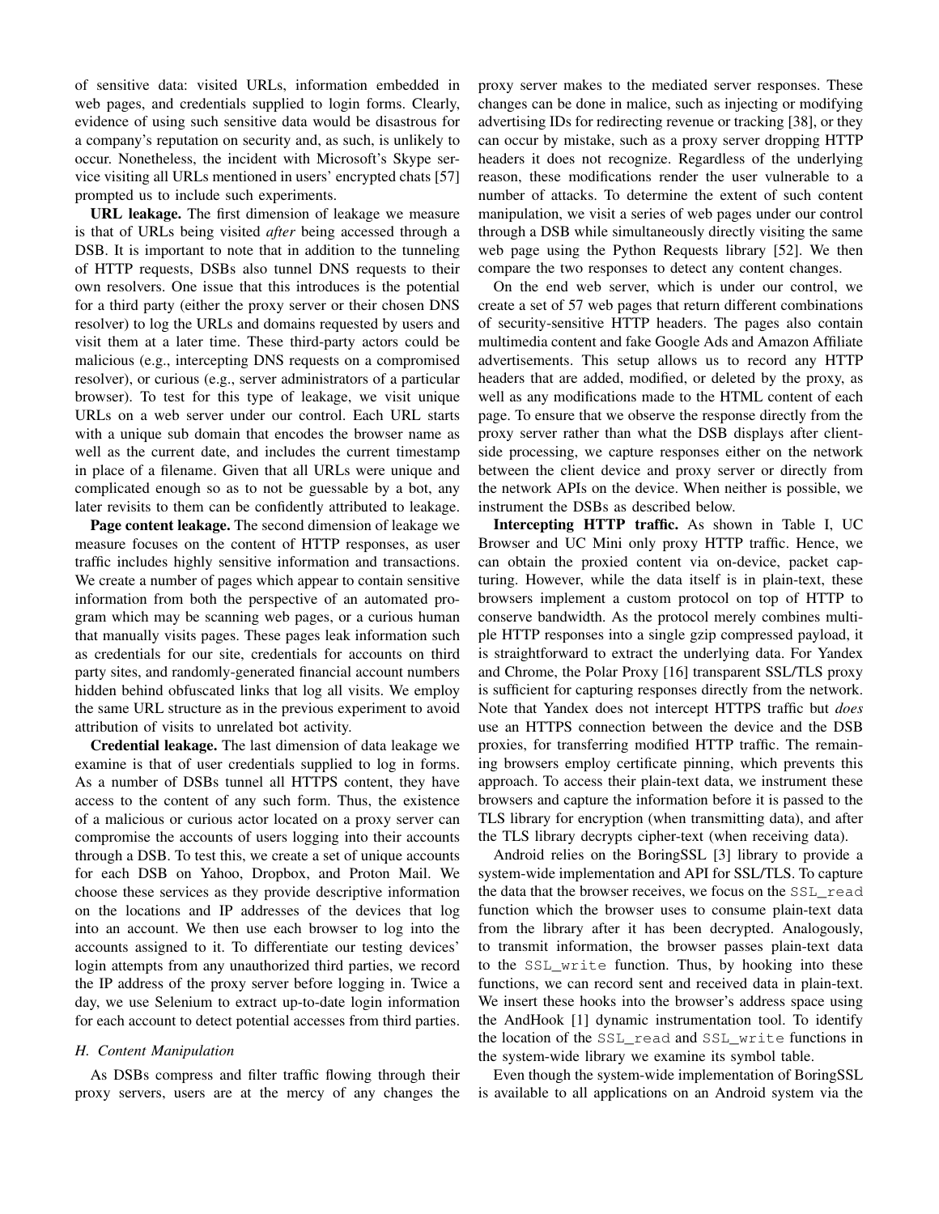of sensitive data: visited URLs, information embedded in web pages, and credentials supplied to login forms. Clearly, evidence of using such sensitive data would be disastrous for a company's reputation on security and, as such, is unlikely to occur. Nonetheless, the incident with Microsoft's Skype service visiting all URLs mentioned in users' encrypted chats [57] prompted us to include such experiments.

**URL leakage.** The first dimension of leakage we measure is that of URLs being visited *after* being accessed through a DSB. It is important to note that in addition to the tunneling of HTTP requests, DSBs also tunnel DNS requests to their own resolvers. One issue that this introduces is the potential for a third party (either the proxy server or their chosen DNS resolver) to log the URLs and domains requested by users and visit them at a later time. These third-party actors could be malicious (e.g., intercepting DNS requests on a compromised resolver), or curious (e.g., server administrators of a particular browser). To test for this type of leakage, we visit unique URLs on a web server under our control. Each URL starts with a unique sub domain that encodes the browser name as well as the current date, and includes the current timestamp in place of a filename. Given that all URLs were unique and complicated enough so as to not be guessable by a bot, any later revisits to them can be confidently attributed to leakage.

**Page content leakage.** The second dimension of leakage we measure focuses on the content of HTTP responses, as user traffic includes highly sensitive information and transactions. We create a number of pages which appear to contain sensitive information from both the perspective of an automated program which may be scanning web pages, or a curious human that manually visits pages. These pages leak information such as credentials for our site, credentials for accounts on third party sites, and randomly-generated financial account numbers hidden behind obfuscated links that log all visits. We employ the same URL structure as in the previous experiment to avoid attribution of visits to unrelated bot activity.

**Credential leakage.** The last dimension of data leakage we examine is that of user credentials supplied to log in forms. As a number of DSBs tunnel all HTTPS content, they have access to the content of any such form. Thus, the existence of a malicious or curious actor located on a proxy server can compromise the accounts of users logging into their accounts through a DSB. To test this, we create a set of unique accounts for each DSB on Yahoo, Dropbox, and Proton Mail. We choose these services as they provide descriptive information on the locations and IP addresses of the devices that log into an account. We then use each browser to log into the accounts assigned to it. To differentiate our testing devices' login attempts from any unauthorized third parties, we record the IP address of the proxy server before logging in. Twice a day, we use Selenium to extract up-to-date login information for each account to detect potential accesses from third parties.

### *H. Content Manipulation*

As DSBs compress and filter traffic flowing through their proxy servers, users are at the mercy of any changes the proxy server makes to the mediated server responses. These changes can be done in malice, such as injecting or modifying advertising IDs for redirecting revenue or tracking [38], or they can occur by mistake, such as a proxy server dropping HTTP headers it does not recognize. Regardless of the underlying reason, these modifications render the user vulnerable to a number of attacks. To determine the extent of such content manipulation, we visit a series of web pages under our control through a DSB while simultaneously directly visiting the same web page using the Python Requests library [52]. We then compare the two responses to detect any content changes.

On the end web server, which is under our control, we create a set of 57 web pages that return different combinations of security-sensitive HTTP headers. The pages also contain multimedia content and fake Google Ads and Amazon Affiliate advertisements. This setup allows us to record any HTTP headers that are added, modified, or deleted by the proxy, as well as any modifications made to the HTML content of each page. To ensure that we observe the response directly from the proxy server rather than what the DSB displays after client-side processing, we capture responses either on the network between the client device and proxy server or directly from the network APIs on the device. When neither is possible, we instrument the DSBs as described below.

**Intercepting HTTP traffic.** As shown in Table I, UC Browser and UC Mini only proxy HTTP traffic. Hence, we can obtain the proxied content via on-device, packet capturing. However, while the data itself is in plain-text, these browsers implement a custom protocol on top of HTTP to conserve bandwidth. As the protocol merely combines multiple HTTP responses into a single gzip compressed payload, it is straightforward to extract the underlying data. For Yandex and Chrome, the Polar Proxy [16] transparent SSL/TLS proxy is sufficient for capturing responses directly from the network. Note that Yandex does not intercept HTTPS traffic but *does* use an HTTPS connection between the device and the DSB proxies, for transferring modified HTTP traffic. The remaining browsers employ certificate pinning, which prevents this approach. To access their plain-text data, we instrument these browsers and capture the information before it is passed to the TLS library for encryption (when transmitting data), and after the TLS library decrypts cipher-text (when receiving data).

Android relies on the BoringSSL [3] library to provide a system-wide implementation and API for SSL/TLS. To capture the data that the browser receives, we focus on the `SSL_read` function which the browser uses to consume plain-text data from the library after it has been decrypted. Analogously, to transmit information, the browser passes plain-text data to the `SSL_write` function. Thus, by hooking into these functions, we can record sent and received data in plain-text. We insert these hooks into the browser's address space using the AndHook [1] dynamic instrumentation tool. To identify the location of the `SSL_read` and `SSL_write` functions in the system-wide library we examine its symbol table.

Even though the system-wide implementation of BoringSSL is available to all applications on an Android system via the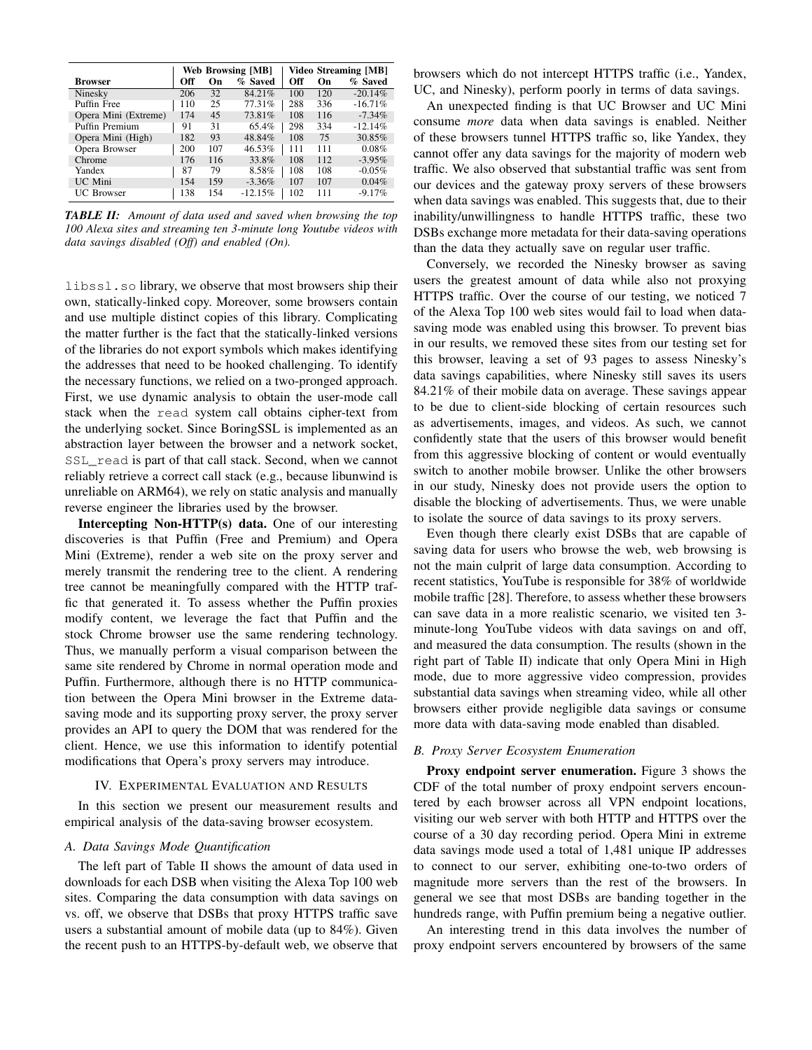| | Web Browsing [MB] | | | Video Streaming [MB] | | |
|---|---|---|---|---|---|---|
| **Browser** | **Off** | **On** | **% Saved** | **Off** | **On** | **% Saved** |
| Ninesky | 206 | 32 | 84.21% | 100 | 120 | -20.14% |
| Puffin Free | 110 | 25 | 77.31% | 288 | 336 | -16.71% |
| Opera Mini (Extreme) | 174 | 45 | 73.81% | 108 | 116 | -7.34% |
| Puffin Premium | 91 | 31 | 65.4% | 298 | 334 | -12.14% |
| Opera Mini (High) | 182 | 93 | 48.84% | 108 | 75 | 30.85% |
| Opera Browser | 200 | 107 | 46.53% | 111 | 111 | 0.08% |
| Chrome | 176 | 116 | 33.8% | 108 | 112 | -3.95% |
| Yandex | 87 | 79 | 8.58% | 108 | 108 | -0.05% |
| UC Mini | 154 | 159 | -3.36% | 107 | 107 | 0.04% |
| UC Browser | 138 | 154 | -12.15% | 102 | 111 | -9.17% |

***TABLE II:*** *Amount of data used and saved when browsing the top 100 Alexa sites and streaming ten 3-minute long Youtube videos with data savings disabled (Off) and enabled (On).*

`libssl.so` library, we observe that most browsers ship their own, statically-linked copy. Moreover, some browsers contain and use multiple distinct copies of this library. Complicating the matter further is the fact that the statically-linked versions of the libraries do not export symbols which makes identifying the addresses that need to be hooked challenging. To identify the necessary functions, we relied on a two-pronged approach. First, we use dynamic analysis to obtain the user-mode call stack when the `read` system call obtains cipher-text from the underlying socket. Since BoringSSL is implemented as an abstraction layer between the browser and a network socket, `SSL_read` is part of that call stack. Second, when we cannot reliably retrieve a correct call stack (e.g., because libunwind is unreliable on ARM64), we rely on static analysis and manually reverse engineer the libraries used by the browser.

**Intercepting Non-HTTP(s) data.** One of our interesting discoveries is that Puffin (Free and Premium) and Opera Mini (Extreme), render a web site on the proxy server and merely transmit the rendering tree to the client. A rendering tree cannot be meaningfully compared with the HTTP traffic that generated it. To assess whether the Puffin proxies modify content, we leverage the fact that Puffin and the stock Chrome browser use the same rendering technology. Thus, we manually perform a visual comparison between the same site rendered by Chrome in normal operation mode and Puffin. Furthermore, although there is no HTTP communication between the Opera Mini browser in the Extreme data-saving mode and its supporting proxy server, the proxy server provides an API to query the DOM that was rendered for the client. Hence, we use this information to identify potential modifications that Opera's proxy servers may introduce.

## IV. Experimental Evaluation and Results

In this section we present our measurement results and empirical analysis of the data-saving browser ecosystem.

### A. Data Savings Mode Quantification

The left part of Table II shows the amount of data used in downloads for each DSB when visiting the Alexa Top 100 web sites. Comparing the data consumption with data savings on vs. off, we observe that DSBs that proxy HTTPS traffic save users a substantial amount of mobile data (up to 84%). Given the recent push to an HTTPS-by-default web, we observe that browsers which do not intercept HTTPS traffic (i.e., Yandex, UC, and Ninesky), perform poorly in terms of data savings.

An unexpected finding is that UC Browser and UC Mini consume *more* data when data savings is enabled. Neither of these browsers tunnel HTTPS traffic so, like Yandex, they cannot offer any data savings for the majority of modern web traffic. We also observed that substantial traffic was sent from our devices and the gateway proxy servers of these browsers when data savings was enabled. This suggests that, due to their inability/unwillingness to handle HTTPS traffic, these two DSBs exchange more metadata for their data-saving operations than the data they actually save on regular user traffic.

Conversely, we recorded the Ninesky browser as saving users the greatest amount of data while also not proxying HTTPS traffic. Over the course of our testing, we noticed 7 of the Alexa Top 100 web sites would fail to load when data-saving mode was enabled using this browser. To prevent bias in our results, we removed these sites from our testing set for this browser, leaving a set of 93 pages to assess Ninesky's data savings capabilities, where Ninesky still saves its users 84.21% of their mobile data on average. These savings appear to be due to client-side blocking of certain resources such as advertisements, images, and videos. As such, we cannot confidently state that the users of this browser would benefit from this aggressive blocking of content or would eventually switch to another mobile browser. Unlike the other browsers in our study, Ninesky does not provide users the option to disable the blocking of advertisements. Thus, we were unable to isolate the source of data savings to its proxy servers.

Even though there clearly exist DSBs that are capable of saving data for users who browse the web, web browsing is not the main culprit of large data consumption. According to recent statistics, YouTube is responsible for 38% of worldwide mobile traffic [28]. Therefore, to assess whether these browsers can save data in a more realistic scenario, we visited ten 3-minute-long YouTube videos with data savings on and off, and measured the data consumption. The results (shown in the right part of Table II) indicate that only Opera Mini in High mode, due to more aggressive video compression, provides substantial data savings when streaming video, while all other browsers either provide negligible data savings or consume more data with data-saving mode enabled than disabled.

### B. Proxy Server Ecosystem Enumeration

**Proxy endpoint server enumeration.** Figure 3 shows the CDF of the total number of proxy endpoint servers encountered by each browser across all VPN endpoint locations, visiting our web server with both HTTP and HTTPS over the course of a 30 day recording period. Opera Mini in extreme data savings mode used a total of 1,481 unique IP addresses to connect to our server, exhibiting one-to-two orders of magnitude more servers than the rest of the browsers. In general we see that most DSBs are banding together in the hundreds range, with Puffin premium being a negative outlier.

An interesting trend in this data involves the number of proxy endpoint servers encountered by browsers of the same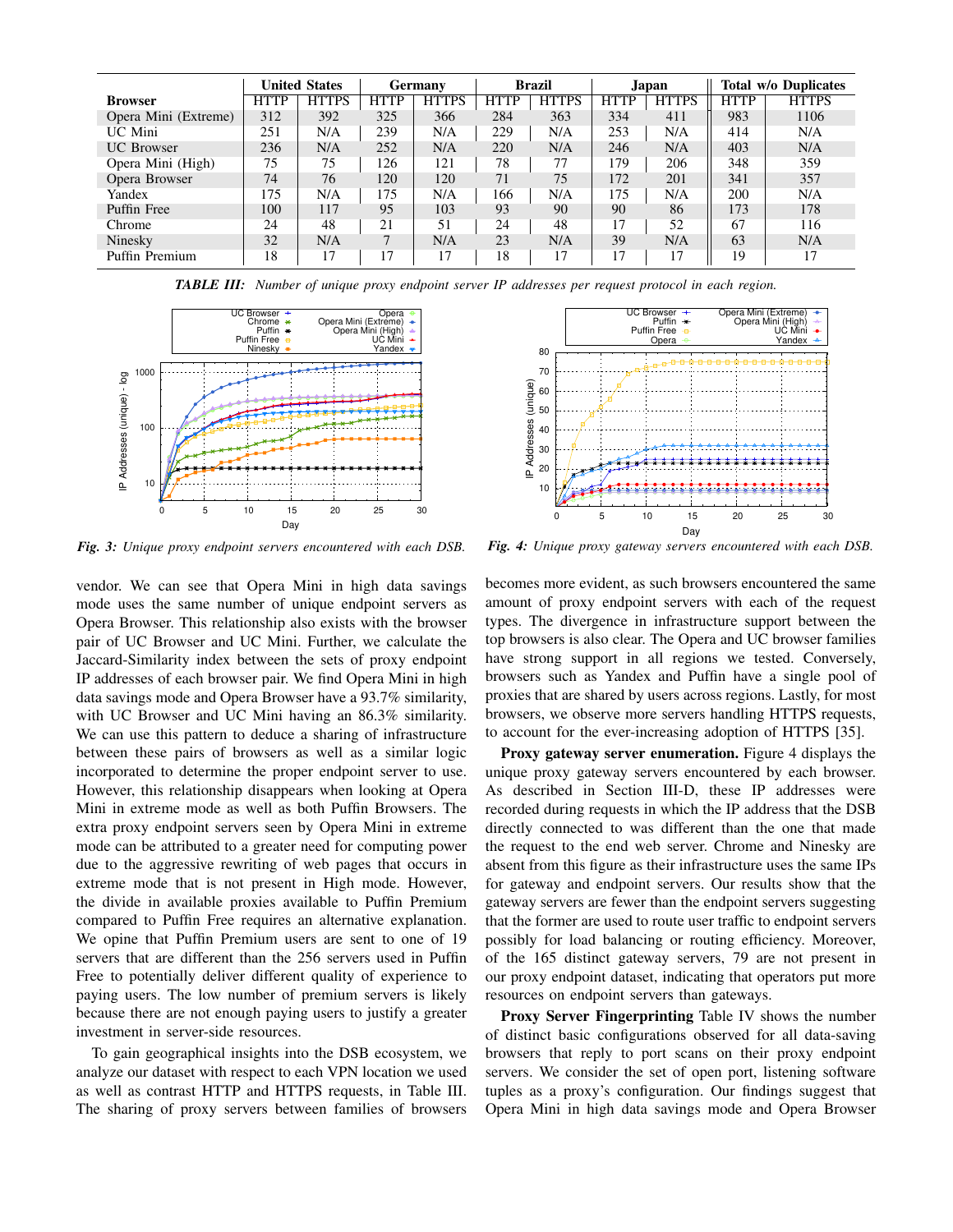| Browser | United States | | Germany | | Brazil | | Japan | | Total w/o Duplicates | |
|---|---|---|---|---|---|---|---|---|---|---|
| | HTTP | HTTPS | HTTP | HTTPS | HTTP | HTTPS | HTTP | HTTPS | HTTP | HTTPS |
| Opera Mini (Extreme) | 312 | 392 | 325 | 366 | 284 | 363 | 334 | 411 | 983 | 1106 |
| UC Mini | 251 | N/A | 239 | N/A | 229 | N/A | 253 | N/A | 414 | N/A |
| UC Browser | 236 | N/A | 252 | N/A | 220 | N/A | 246 | N/A | 403 | N/A |
| Opera Mini (High) | 75 | 75 | 126 | 121 | 78 | 77 | 179 | 206 | 348 | 359 |
| Opera Browser | 74 | 76 | 120 | 120 | 71 | 75 | 172 | 201 | 341 | 357 |
| Yandex | 175 | N/A | 175 | N/A | 166 | N/A | 175 | N/A | 200 | N/A |
| Puffin Free | 100 | 117 | 95 | 103 | 93 | 90 | 90 | 86 | 173 | 178 |
| Chrome | 24 | 48 | 21 | 51 | 24 | 48 | 17 | 52 | 67 | 116 |
| Ninesky | 32 | N/A | 7 | N/A | 23 | N/A | 39 | N/A | 63 | N/A |
| Puffin Premium | 18 | 17 | 17 | 17 | 18 | 17 | 17 | 17 | 19 | 17 |

*TABLE III: Number of unique proxy endpoint server IP addresses per request protocol in each region.*

UC Browser
Chrome
Puffin
Puffin Free
Ninesky
Opera
Opera Mini (Extreme)
Opera Mini (High)
UC Mini
Yandex
IP Addresses (unique) - log
1000
100
10
0 5 10 15 20 25 30
Day

*Fig. 3: Unique proxy endpoint servers encountered with each DSB.*

UC Browser
Chrome
Puffin
Puffin Free
Opera
Opera Mini (Extreme)
Opera Mini (High)
UC Mini
Yandex
IP Addresses (unique)
80 70 60 50 40 30 20 10
0 5 10 15 20 25 30
Day

*Fig. 4: Unique proxy gateway servers encountered with each DSB.*

vendor. We can see that Opera Mini in high data savings mode uses the same number of unique endpoint servers as Opera Browser. This relationship also exists with the browser pair of UC Browser and UC Mini. Further, we calculate the Jaccard-Similarity index between the sets of proxy endpoint IP addresses of each browser pair. We find Opera Mini in high data savings mode and Opera Browser have a 93.7% similarity, with UC Browser and UC Mini having an 86.3% similarity. We can use this pattern to deduce a sharing of infrastructure between these pairs of browsers as well as a similar logic incorporated to determine the proper endpoint server to use. However, this relationship disappears when looking at Opera Mini in extreme mode as well as both Puffin Browsers. The extra proxy endpoint servers seen by Opera Mini in extreme mode can be attributed to a greater need for computing power due to the aggressive rewriting of web pages that occurs in extreme mode that is not present in High mode. However, the divide in available proxies available to Puffin Premium compared to Puffin Free requires an alternative explanation. We opine that Puffin Premium users are sent to one of 19 servers that are different than the 256 servers used in Puffin Free to potentially deliver different quality of experience to paying users. The low number of premium servers is likely because there are not enough paying users to justify a greater investment in server-side resources.

To gain geographical insights into the DSB ecosystem, we analyze our dataset with respect to each VPN location we used as well as contrast HTTP and HTTPS requests, in Table III. The sharing of proxy servers between families of browsers becomes more evident, as such browsers encountered the same amount of proxy endpoint servers with each of the request types. The divergence in infrastructure support between the top browsers is also clear. The Opera and UC browser families have strong support in all regions we tested. Conversely, browsers such as Yandex and Puffin have a single pool of proxies that are shared by users across regions. Lastly, for most browsers, we observe more servers handling HTTPS requests, to account for the ever-increasing adoption of HTTPS [35].

**Proxy gateway server enumeration.** Figure 4 displays the unique proxy gateway servers encountered by each browser. As described in Section III-D, these IP addresses were recorded during requests in which the IP address that the DSB directly connected to was different than the one that made the request to the end web server. Chrome and Ninesky are absent from this figure as their infrastructure uses the same IPs for gateway and endpoint servers. Our results show that the gateway servers are fewer than the endpoint servers suggesting that the former are used to route user traffic to endpoint servers possibly for load balancing or routing efficiency. Moreover, of the 165 distinct gateway servers, 79 are not present in our proxy endpoint dataset, indicating that operators put more resources on endpoint servers than gateways.

**Proxy Server Fingerprinting** Table IV shows the number of distinct basic configurations observed for all data-saving browsers that reply to port scans on their proxy endpoint servers. We consider the set of open port, listening software tuples as a proxy's configuration. Our findings suggest that Opera Mini in high data savings mode and Opera Browser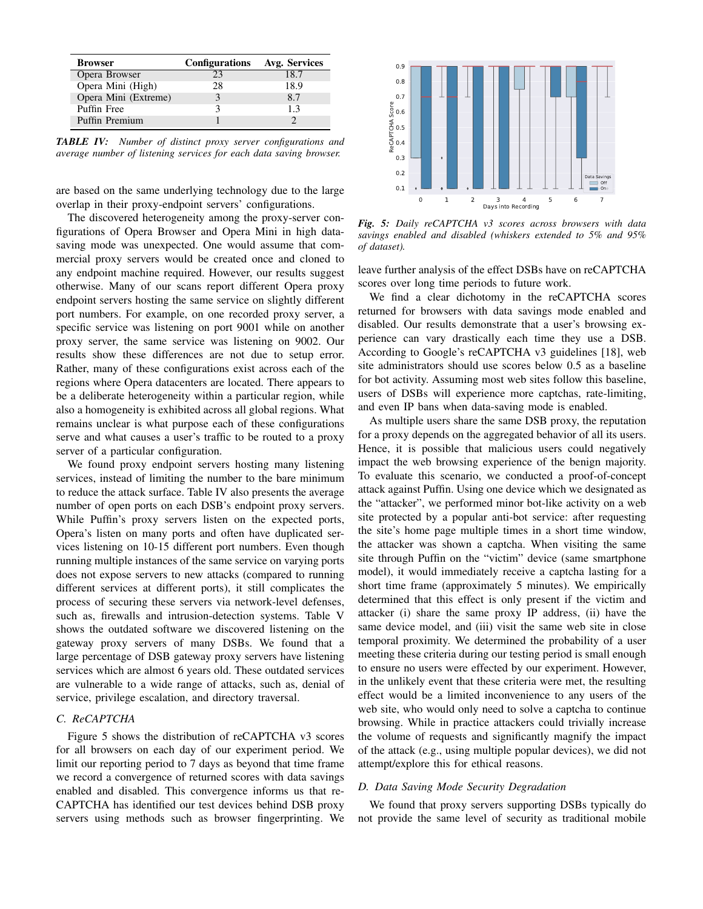| Browser | Configurations | Avg. Services |
|---|---|---|
| Opera Browser | 23 | 18.7 |
| Opera Mini (High) | 28 | 18.9 |
| Opera Mini (Extreme) | 3 | 8.7 |
| Puffin Free | 3 | 1.3 |
| Puffin Premium | 1 | 2 |

***TABLE IV:*** *Number of distinct proxy server configurations and average number of listening services for each data saving browser.*

are based on the same underlying technology due to the large overlap in their proxy-endpoint servers' configurations.

The discovered heterogeneity among the proxy-server configurations of Opera Browser and Opera Mini in high data-saving mode was unexpected. One would assume that commercial proxy servers would be created once and cloned to any endpoint machine required. However, our results suggest otherwise. Many of our scans report different Opera proxy endpoint servers hosting the same service on slightly different port numbers. For example, on one recorded proxy server, a specific service was listening on port 9001 while on another proxy server, the same service was listening on 9002. Our results show these differences are not due to setup error. Rather, many of these configurations exist across each of the regions where Opera datacenters are located. There appears to be a deliberate heterogeneity within a particular region, while also a homogeneity is exhibited across all global regions. What remains unclear is what purpose each of these configurations serve and what causes a user's traffic to be routed to a proxy server of a particular configuration.

We found proxy endpoint servers hosting many listening services, instead of limiting the number to the bare minimum to reduce the attack surface. Table IV also presents the average number of open ports on each DSB's endpoint proxy servers. While Puffin's proxy servers listen on the expected ports, Opera's listen on many ports and often have duplicated services listening on 10-15 different port numbers. Even though running multiple instances of the same service on varying ports does not expose servers to new attacks (compared to running different services at different ports), it still complicates the process of securing these servers via network-level defenses, such as, firewalls and intrusion-detection systems. Table V shows the outdated software we discovered listening on the gateway proxy servers of many DSBs. We found that a large percentage of DSB gateway proxy servers have listening services which are almost 6 years old. These outdated services are vulnerable to a wide range of attacks, such as, denial of service, privilege escalation, and directory traversal.

### C. ReCAPTCHA

Figure 5 shows the distribution of reCAPTCHA v3 scores for all browsers on each day of our experiment period. We limit our reporting period to 7 days as beyond that time frame we record a convergence of returned scores with data savings enabled and disabled. This convergence informs us that reCAPTCHA has identified our test devices behind DSB proxy servers using methods such as browser fingerprinting. We leave further analysis of the effect DSBs have on reCAPTCHA scores over long time periods to future work.

ReCAPTCHA Score
0.9
0.8
0.7
0.6
0.5
0.4
0.3
0.2
0.1
0 1 2 3 4 5 6 7
Days into Recording
Data Savings
Off
On

***Fig. 5:*** *Daily reCAPTCHA v3 scores across browsers with data savings enabled and disabled (whiskers extended to 5% and 95% of dataset).*

We find a clear dichotomy in the reCAPTCHA scores returned for browsers with data savings mode enabled and disabled. Our results demonstrate that a user's browsing experience can vary drastically each time they use a DSB. According to Google's reCAPTCHA v3 guidelines [18], web site administrators should use scores below 0.5 as a baseline for bot activity. Assuming most web sites follow this baseline, users of DSBs will experience more captchas, rate-limiting, and even IP bans when data-saving mode is enabled.

As multiple users share the same DSB proxy, the reputation for a proxy depends on the aggregated behavior of all its users. Hence, it is possible that malicious users could negatively impact the web browsing experience of the benign majority. To evaluate this scenario, we conducted a proof-of-concept attack against Puffin. Using one device which we designated as the "attacker", we performed minor bot-like activity on a web site protected by a popular anti-bot service: after requesting the site's home page multiple times in a short time window, the attacker was shown a captcha. When visiting the same site through Puffin on the "victim" device (same smartphone model), it would immediately receive a captcha lasting for a short time frame (approximately 5 minutes). We empirically determined that this effect is only present if the victim and attacker (i) share the same proxy IP address, (ii) have the same device model, and (iii) visit the same web site in close temporal proximity. We determined the probability of a user meeting these criteria during our testing period is small enough to ensure no users were effected by our experiment. However, in the unlikely event that these criteria were met, the resulting effect would be a limited inconvenience to any users of the web site, who would only need to solve a captcha to continue browsing. While in practice attackers could trivially increase the volume of requests and significantly magnify the impact of the attack (e.g., using multiple popular devices), we did not attempt/explore this for ethical reasons.

### D. Data Saving Mode Security Degradation

We found that proxy servers supporting DSBs typically do not provide the same level of security as traditional mobile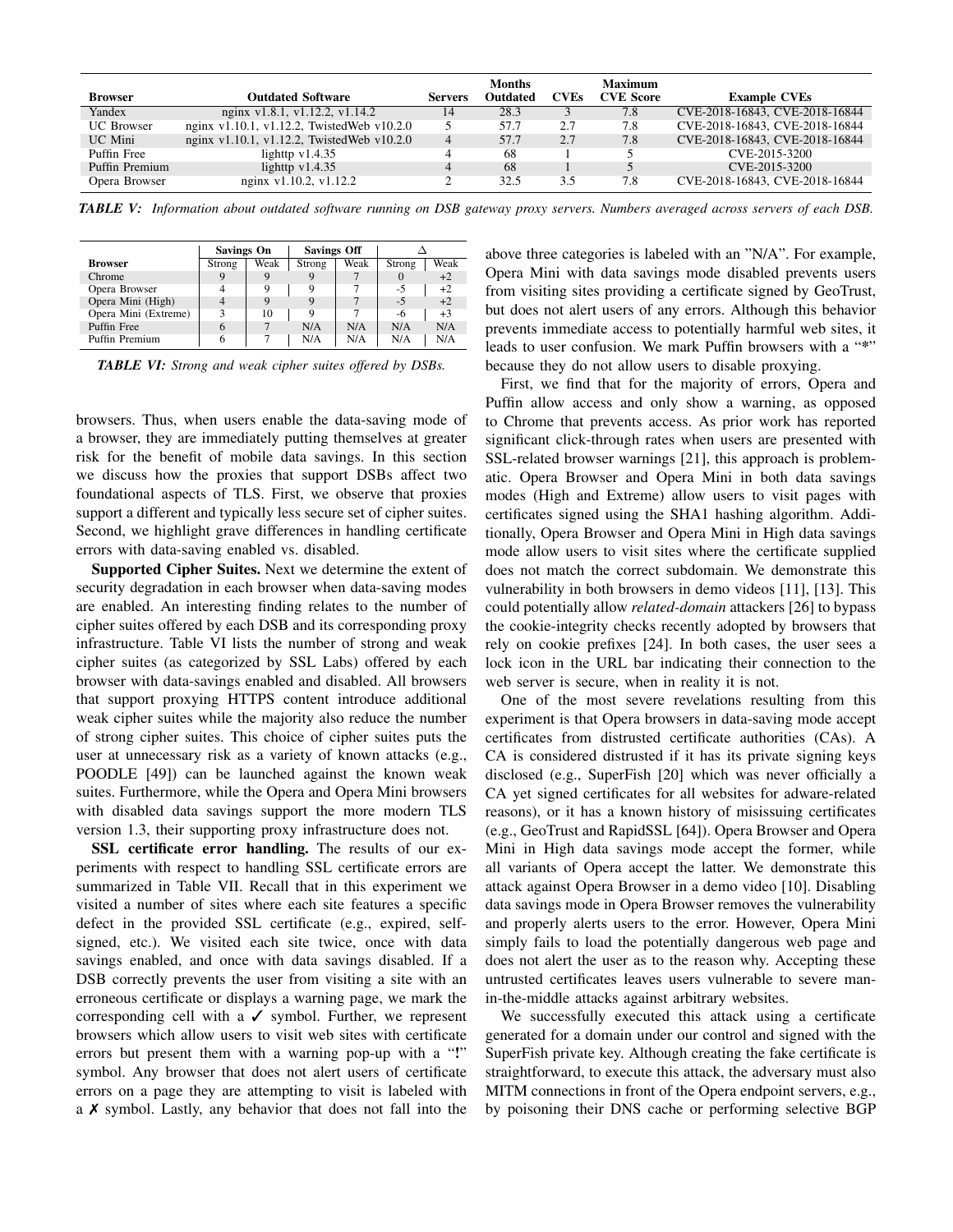| Browser | Outdated Software | Servers | Months Outdated | CVEs | Maximum CVE Score | Example CVEs |
|---|---|---|---|---|---|---|
| Yandex | nginx v1.8.1, v1.12.2, v1.14.2 | 14 | 28.3 | 3 | 7.8 | CVE-2018-16843, CVE-2018-16844 |
| UC Browser | nginx v1.10.1, v1.12.2, TwistedWeb v10.2.0 | 5 | 57.7 | 2.7 | 7.8 | CVE-2018-16843, CVE-2018-16844 |
| UC Mini | nginx v1.10.1, v1.12.2, TwistedWeb v10.2.0 | 4 | 57.7 | 2.7 | 7.8 | CVE-2018-16843, CVE-2018-16844 |
| Puffin Free | lighttp v1.4.35 | 4 | 68 | 1 | 5 | CVE-2015-3200 |
| Puffin Premium | lighttp v1.4.35 | 4 | 68 | 1 | 5 | CVE-2015-3200 |
| Opera Browser | nginx v1.10.2, v1.12.2 | 2 | 32.5 | 3.5 | 7.8 | CVE-2018-16843, CVE-2018-16844 |

***TABLE V:*** *Information about outdated software running on DSB gateway proxy servers. Numbers averaged across servers of each DSB.*

| Browser | Savings On | | Savings Off | | Δ | |
|---|---|---|---|---|---|---|
| | Strong | Weak | Strong | Weak | Strong | Weak |
| Chrome | 9 | 9 | 9 | 7 | 0 | +2 |
| Opera Browser | 4 | 9 | 9 | 7 | -5 | +2 |
| Opera Mini (High) | 4 | 9 | 9 | 7 | -5 | +2 |
| Opera Mini (Extreme) | 3 | 10 | 9 | 7 | -6 | +3 |
| Puffin Free | 6 | 7 | N/A | N/A | N/A | N/A |
| Puffin Premium | 6 | 7 | N/A | N/A | N/A | N/A |

***TABLE VI:*** *Strong and weak cipher suites offered by DSBs.*

browsers. Thus, when users enable the data-saving mode of a browser, they are immediately putting themselves at greater risk for the benefit of mobile data savings. In this section we discuss how the proxies that support DSBs affect two foundational aspects of TLS. First, we observe that proxies support a different and typically less secure set of cipher suites. Second, we highlight grave differences in handling certificate errors with data-saving enabled vs. disabled.

**Supported Cipher Suites.** Next we determine the extent of security degradation in each browser when data-saving modes are enabled. An interesting finding relates to the number of cipher suites offered by each DSB and its corresponding proxy infrastructure. Table VI lists the number of strong and weak cipher suites (as categorized by SSL Labs) offered by each browser with data-savings enabled and disabled. All browsers that support proxying HTTPS content introduce additional weak cipher suites while the majority also reduce the number of strong cipher suites. This choice of cipher suites puts the user at unnecessary risk as a variety of known attacks (e.g., POODLE [49]) can be launched against the known weak suites. Furthermore, while the Opera and Opera Mini browsers with disabled data savings support the more modern TLS version 1.3, their supporting proxy infrastructure does not.

**SSL certificate error handling.** The results of our experiments with respect to handling SSL certificate errors are summarized in Table VII. Recall that in this experiment we visited a number of sites where each site features a specific defect in the provided SSL certificate (e.g., expired, self-signed, etc.). We visited each site twice, once with data savings enabled, and once with data savings disabled. If a DSB correctly prevents the user from visiting a site with an erroneous certificate or displays a warning page, we mark the corresponding cell with a ✓ symbol. Further, we represent browsers which allow users to visit web sites with certificate errors but present them with a warning pop-up with a "**!**" symbol. Any browser that does not alert users of certificate errors on a page they are attempting to visit is labeled with a ✗ symbol. Lastly, any behavior that does not fall into the above three categories is labeled with an "N/A". For example, Opera Mini with data savings mode disabled prevents users from visiting sites providing a certificate signed by GeoTrust, but does not alert users of any errors. Although this behavior prevents immediate access to potentially harmful web sites, it leads to user confusion. We mark Puffin browsers with a "**\***" because they do not allow users to disable proxying.

First, we find that for the majority of errors, Opera and Puffin allow access and only show a warning, as opposed to Chrome that prevents access. As prior work has reported significant click-through rates when users are presented with SSL-related browser warnings [21], this approach is problematic. Opera Browser and Opera Mini in both data savings modes (High and Extreme) allow users to visit pages with certificates signed using the SHA1 hashing algorithm. Additionally, Opera Browser and Opera Mini in High data savings mode allow users to visit sites where the certificate supplied does not match the correct subdomain. We demonstrate this vulnerability in both browsers in demo videos [11], [13]. This could potentially allow *related-domain* attackers [26] to bypass the cookie-integrity checks recently adopted by browsers that rely on cookie prefixes [24]. In both cases, the user sees a lock icon in the URL bar indicating their connection to the web server is secure, when in reality it is not.

One of the most severe revelations resulting from this experiment is that Opera browsers in data-saving mode accept certificates from distrusted certificate authorities (CAs). A CA is considered distrusted if it has its private signing keys disclosed (e.g., SuperFish [20] which was never officially a CA yet signed certificates for all websites for adware-related reasons), or it has a known history of misissuing certificates (e.g., GeoTrust and RapidSSL [64]). Opera Browser and Opera Mini in High data savings mode accept the former, while all variants of Opera accept the latter. We demonstrate this attack against Opera Browser in a demo video [10]. Disabling data savings mode in Opera Browser removes the vulnerability and properly alerts users to the error. However, Opera Mini simply fails to load the potentially dangerous web page and does not alert the user as to the reason why. Accepting these untrusted certificates leaves users vulnerable to severe man-in-the-middle attacks against arbitrary websites.

We successfully executed this attack using a certificate generated for a domain under our control and signed with the SuperFish private key. Although creating the fake certificate is straightforward, to execute this attack, the adversary must also MITM connections in front of the Opera endpoint servers, e.g., by poisoning their DNS cache or performing selective BGP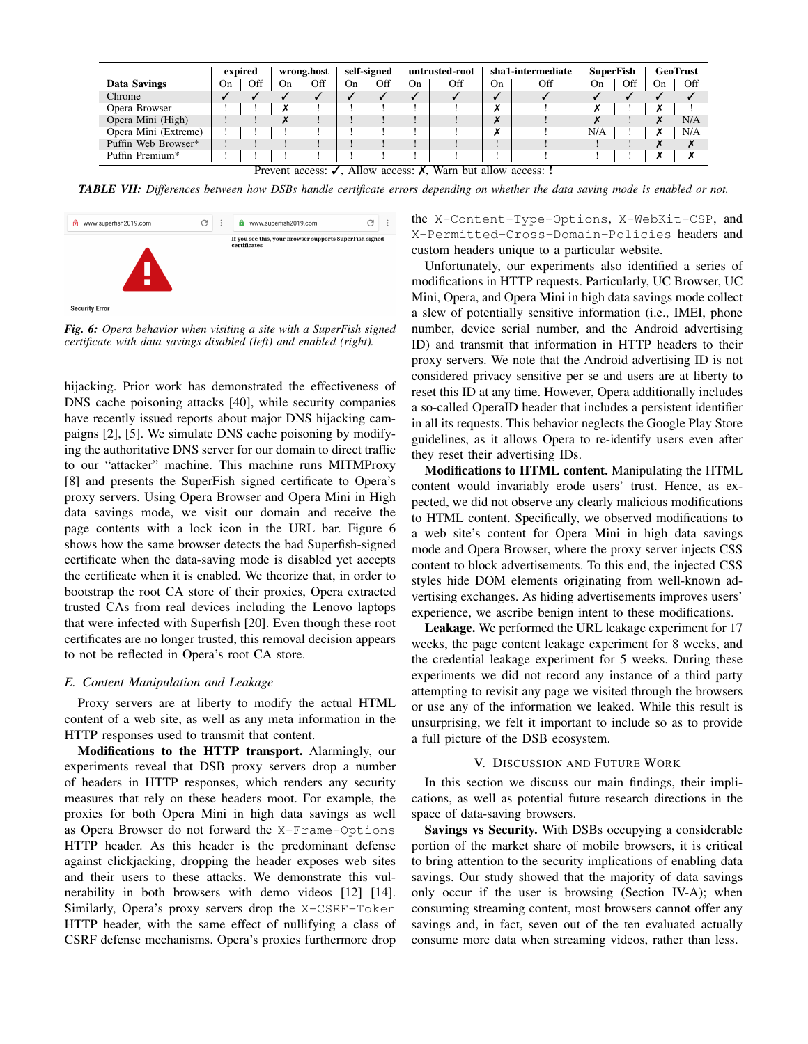| Data Savings | expired | | wrong.host | | self-signed | | untrusted-root | | sha1-intermediate | | SuperFish | | GeoTrust | |
|---|---|---|---|---|---|---|---|---|---|---|---|---|---|---|
| | On | Off | On | Off | On | Off | On | Off | On | Off | On | Off | On | Off |
| Chrome | ✓ | ✓ | ✓ | ✓ | ✓ | ✓ | ✓ | ✓ | ✓ | ✓ | ✓ | ✓ | ✓ | ✓ |
| Opera Browser | ! | ! | ✗ | ! | ! | ! | ! | ! | ✗ | ! | ✗ | ! | ✗ | ! |
| Opera Mini (High) | ! | ! | ✗ | ! | ! | ! | ! | ! | ✗ | ! | ✗ | ! | ✗ | N/A |
| Opera Mini (Extreme) | ! | ! | ! | ! | ! | ! | ! | ! | ✗ | ! | N/A | ! | ✗ | N/A |
| Puffin Web Browser* | ! | ! | ! | ! | ! | ! | ! | ! | ! | ! | ! | ! | ✗ | ✗ |
| Puffin Premium* | ! | ! | ! | ! | ! | ! | ! | ! | ! | ! | ! | ! | ✗ | ✗ |

Prevent access: ✓, Allow access: ✗, Warn but allow access: **!**

***TABLE VII:*** *Differences between how DSBs handle certificate errors depending on whether the data saving mode is enabled or not.*

***Fig. 6:*** *Opera behavior when visiting a site with a SuperFish signed certificate with data savings disabled (left) and enabled (right).*

hijacking. Prior work has demonstrated the effectiveness of DNS cache poisoning attacks [40], while security companies have recently issued reports about major DNS hijacking campaigns [2], [5]. We simulate DNS cache poisoning by modifying the authoritative DNS server for our domain to direct traffic to our "attacker" machine. This machine runs MITMProxy [8] and presents the SuperFish signed certificate to Opera's proxy servers. Using Opera Browser and Opera Mini in High data savings mode, we visit our domain and receive the page contents with a lock icon in the URL bar. Figure 6 shows how the same browser detects the bad Superfish-signed certificate when the data-saving mode is disabled yet accepts the certificate when it is enabled. We theorize that, in order to bootstrap the root CA store of their proxies, Opera extracted trusted CAs from real devices including the Lenovo laptops that were infected with Superfish [20]. Even though these root certificates are no longer trusted, this removal decision appears to not be reflected in Opera's root CA store.

### *E. Content Manipulation and Leakage*

Proxy servers are at liberty to modify the actual HTML content of a web site, as well as any meta information in the HTTP responses used to transmit that content.

**Modifications to the HTTP transport.** Alarmingly, our experiments reveal that DSB proxy servers drop a number of headers in HTTP responses, which renders any security measures that rely on these headers moot. For example, the proxies for both Opera Mini in high data savings as well as Opera Browser do not forward the `X-Frame-Options` HTTP header. As this header is the predominant defense against clickjacking, dropping the header exposes web sites and their users to these attacks. We demonstrate this vulnerability in both browsers with demo videos [12] [14]. Similarly, Opera's proxy servers drop the `X-CSRF-Token` HTTP header, with the same effect of nullifying a class of CSRF defense mechanisms. Opera's proxies furthermore drop the `X-Content-Type-Options`, `X-WebKit-CSP`, and `X-Permitted-Cross-Domain-Policies` headers and custom headers unique to a particular website.

Unfortunately, our experiments also identified a series of modifications in HTTP requests. Particularly, UC Browser, UC Mini, Opera, and Opera Mini in high data savings mode collect a slew of potentially sensitive information (i.e., IMEI, phone number, device serial number, and the Android advertising ID) and transmit that information in HTTP headers to their proxy servers. We note that the Android advertising ID is not considered privacy sensitive per se and users are at liberty to reset this ID at any time. However, Opera additionally includes a so-called OperaID header that includes a persistent identifier in all its requests. This behavior neglects the Google Play Store guidelines, as it allows Opera to re-identify users even after they reset their advertising IDs.

**Modifications to HTML content.** Manipulating the HTML content would invariably erode users' trust. Hence, as expected, we did not observe any clearly malicious modifications to HTML content. Specifically, we observed modifications to a web site's content for Opera Mini in high data savings mode and Opera Browser, where the proxy server injects CSS content to block advertisements. To this end, the injected CSS styles hide DOM elements originating from well-known advertising exchanges. As hiding advertisements improves users' experience, we ascribe benign intent to these modifications.

**Leakage.** We performed the URL leakage experiment for 17 weeks, the page content leakage experiment for 8 weeks, and the credential leakage experiment for 5 weeks. During these experiments we did not record any instance of a third party attempting to revisit any page we visited through the browsers or use any of the information we leaked. While this result is unsurprising, we felt it important to include so as to provide a full picture of the DSB ecosystem.

## V. Discussion and Future Work

In this section we discuss our main findings, their implications, as well as potential future research directions in the space of data-saving browsers.

**Savings vs Security.** With DSBs occupying a considerable portion of the market share of mobile browsers, it is critical to bring attention to the security implications of enabling data savings. Our study showed that the majority of data savings only occur if the user is browsing (Section IV-A); when consuming streaming content, most browsers cannot offer any savings and, in fact, seven out of the ten evaluated actually consume more data when streaming videos, rather than less.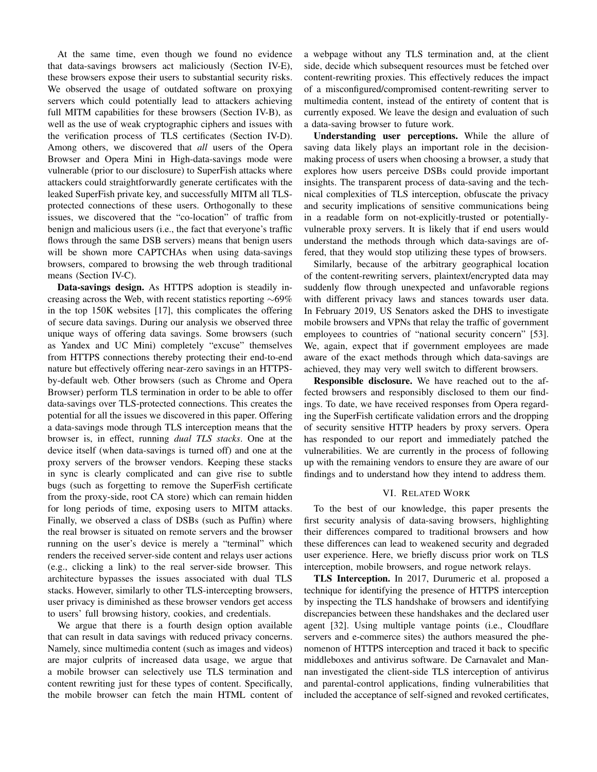At the same time, even though we found no evidence that data-savings browsers act maliciously (Section IV-E), these browsers expose their users to substantial security risks. We observed the usage of outdated software on proxying servers which could potentially lead to attackers achieving full MITM capabilities for these browsers (Section IV-B), as well as the use of weak cryptographic ciphers and issues with the verification process of TLS certificates (Section IV-D). Among others, we discovered that *all* users of the Opera Browser and Opera Mini in High-data-savings mode were vulnerable (prior to our disclosure) to SuperFish attacks where attackers could straightforwardly generate certificates with the leaked SuperFish private key, and successfully MITM all TLS-protected connections of these users. Orthogonally to these issues, we discovered that the "co-location" of traffic from benign and malicious users (i.e., the fact that everyone's traffic flows through the same DSB servers) means that benign users will be shown more CAPTCHAs when using data-savings browsers, compared to browsing the web through traditional means (Section IV-C).

**Data-savings design.** As HTTPS adoption is steadily increasing across the Web, with recent statistics reporting $\sim$69% in the top 150K websites [17], this complicates the offering of secure data savings. During our analysis we observed three unique ways of offering data savings. Some browsers (such as Yandex and UC Mini) completely "excuse" themselves from HTTPS connections thereby protecting their end-to-end nature but effectively offering near-zero savings in an HTTPS-by-default web. Other browsers (such as Chrome and Opera Browser) perform TLS termination in order to be able to offer data-savings over TLS-protected connections. This creates the potential for all the issues we discovered in this paper. Offering a data-savings mode through TLS interception means that the browser is, in effect, running *dual TLS stacks*. One at the device itself (when data-savings is turned off) and one at the proxy servers of the browser vendors. Keeping these stacks in sync is clearly complicated and can give rise to subtle bugs (such as forgetting to remove the SuperFish certificate from the proxy-side, root CA store) which can remain hidden for long periods of time, exposing users to MITM attacks. Finally, we observed a class of DSBs (such as Puffin) where the real browser is situated on remote servers and the browser running on the user's device is merely a "terminal" which renders the received server-side content and relays user actions (e.g., clicking a link) to the real server-side browser. This architecture bypasses the issues associated with dual TLS stacks. However, similarly to other TLS-intercepting browsers, user privacy is diminished as these browser vendors get access to users' full browsing history, cookies, and credentials.

We argue that there is a fourth design option available that can result in data savings with reduced privacy concerns. Namely, since multimedia content (such as images and videos) are major culprits of increased data usage, we argue that a mobile browser can selectively use TLS termination and content rewriting just for these types of content. Specifically, the mobile browser can fetch the main HTML content of a webpage without any TLS termination and, at the client side, decide which subsequent resources must be fetched over content-rewriting proxies. This effectively reduces the impact of a misconfigured/compromised content-rewriting server to multimedia content, instead of the entirety of content that is currently exposed. We leave the design and evaluation of such a data-saving browser to future work.

**Understanding user perceptions.** While the allure of saving data likely plays an important role in the decision-making process of users when choosing a browser, a study that explores how users perceive DSBs could provide important insights. The transparent process of data-saving and the technical complexities of TLS interception, obfuscate the privacy and security implications of sensitive communications being in a readable form on not-explicitly-trusted or potentially-vulnerable proxy servers. It is likely that if end users would understand the methods through which data-savings are offered, that they would stop utilizing these types of browsers.

Similarly, because of the arbitrary geographical location of the content-rewriting servers, plaintext/encrypted data may suddenly flow through unexpected and unfavorable regions with different privacy laws and stances towards user data. In February 2019, US Senators asked the DHS to investigate mobile browsers and VPNs that relay the traffic of government employees to countries of "national security concern" [53]. We, again, expect that if government employees are made aware of the exact methods through which data-savings are achieved, they may very well switch to different browsers.

**Responsible disclosure.** We have reached out to the affected browsers and responsibly disclosed to them our findings. To date, we have received responses from Opera regarding the SuperFish certificate validation errors and the dropping of security sensitive HTTP headers by proxy servers. Opera has responded to our report and immediately patched the vulnerabilities. We are currently in the process of following up with the remaining vendors to ensure they are aware of our findings and to understand how they intend to address them.

## VI. Related Work

To the best of our knowledge, this paper presents the first security analysis of data-saving browsers, highlighting their differences compared to traditional browsers and how these differences can lead to weakened security and degraded user experience. Here, we briefly discuss prior work on TLS interception, mobile browsers, and rogue network relays.

**TLS Interception.** In 2017, Durumeric et al. proposed a technique for identifying the presence of HTTPS interception by inspecting the TLS handshake of browsers and identifying discrepancies between these handshakes and the declared user agent [32]. Using multiple vantage points (i.e., Cloudflare servers and e-commerce sites) the authors measured the phenomenon of HTTPS interception and traced it back to specific middleboxes and antivirus software. De Carnavalet and Mannan investigated the client-side TLS interception of antivirus and parental-control applications, finding vulnerabilities that included the acceptance of self-signed and revoked certificates,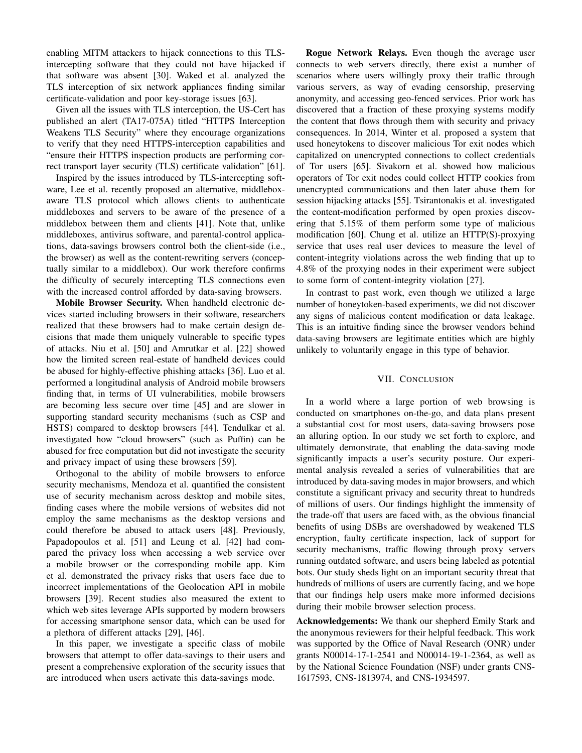enabling MITM attackers to hijack connections to this TLS-intercepting software that they could not have hijacked if that software was absent [30]. Waked et al. analyzed the TLS interception of six network appliances finding similar certificate-validation and poor key-storage issues [63].

Given all the issues with TLS interception, the US-Cert has published an alert (TA17-075A) titled "HTTPS Interception Weakens TLS Security" where they encourage organizations to verify that they need HTTPS-interception capabilities and "ensure their HTTPS inspection products are performing correct transport layer security (TLS) certificate validation" [61].

Inspired by the issues introduced by TLS-intercepting software, Lee et al. recently proposed an alternative, middlebox-aware TLS protocol which allows clients to authenticate middleboxes and servers to be aware of the presence of a middlebox between them and clients [41]. Note that, unlike middleboxes, antivirus software, and parental-control applications, data-savings browsers control both the client-side (i.e., the browser) as well as the content-rewriting servers (conceptually similar to a middlebox). Our work therefore confirms the difficulty of securely intercepting TLS connections even with the increased control afforded by data-saving browsers.

**Mobile Browser Security.** When handheld electronic devices started including browsers in their software, researchers realized that these browsers had to make certain design decisions that made them uniquely vulnerable to specific types of attacks. Niu et al. [50] and Amrutkar et al. [22] showed how the limited screen real-estate of handheld devices could be abused for highly-effective phishing attacks [36]. Luo et al. performed a longitudinal analysis of Android mobile browsers finding that, in terms of UI vulnerabilities, mobile browsers are becoming less secure over time [45] and are slower in supporting standard security mechanisms (such as CSP and HSTS) compared to desktop browsers [44]. Tendulkar et al. investigated how "cloud browsers" (such as Puffin) can be abused for free computation but did not investigate the security and privacy impact of using these browsers [59].

Orthogonal to the ability of mobile browsers to enforce security mechanisms, Mendoza et al. quantified the consistent use of security mechanism across desktop and mobile sites, finding cases where the mobile versions of websites did not employ the same mechanisms as the desktop versions and could therefore be abused to attack users [48]. Previously, Papadopoulos et al. [51] and Leung et al. [42] had compared the privacy loss when accessing a web service over a mobile browser or the corresponding mobile app. Kim et al. demonstrated the privacy risks that users face due to incorrect implementations of the Geolocation API in mobile browsers [39]. Recent studies also measured the extent to which web sites leverage APIs supported by modern browsers for accessing smartphone sensor data, which can be used for a plethora of different attacks [29], [46].

In this paper, we investigate a specific class of mobile browsers that attempt to offer data-savings to their users and present a comprehensive exploration of the security issues that are introduced when users activate this data-savings mode.

**Rogue Network Relays.** Even though the average user connects to web servers directly, there exist a number of scenarios where users willingly proxy their traffic through various servers, as way of evading censorship, preserving anonymity, and accessing geo-fenced services. Prior work has discovered that a fraction of these proxying systems modify the content that flows through them with security and privacy consequences. In 2014, Winter et al. proposed a system that used honeytokens to discover malicious Tor exit nodes which capitalized on unencrypted connections to collect credentials of Tor users [65]. Sivakorn et al. showed how malicious operators of Tor exit nodes could collect HTTP cookies from unencrypted communications and then later abuse them for session hijacking attacks [55]. Tsirantonakis et al. investigated the content-modification performed by open proxies discovering that 5.15% of them perform some type of malicious modification [60]. Chung et al. utilize an HTTP(S)-proxying service that uses real user devices to measure the level of content-integrity violations across the web finding that up to 4.8% of the proxying nodes in their experiment were subject to some form of content-integrity violation [27].

In contrast to past work, even though we utilized a large number of honeytoken-based experiments, we did not discover any signs of malicious content modification or data leakage. This is an intuitive finding since the browser vendors behind data-saving browsers are legitimate entities which are highly unlikely to voluntarily engage in this type of behavior.

## VII. Conclusion

In a world where a large portion of web browsing is conducted on smartphones on-the-go, and data plans present a substantial cost for most users, data-saving browsers pose an alluring option. In our study we set forth to explore, and ultimately demonstrate, that enabling the data-saving mode significantly impacts a user's security posture. Our experimental analysis revealed a series of vulnerabilities that are introduced by data-saving modes in major browsers, and which constitute a significant privacy and security threat to hundreds of millions of users. Our findings highlight the immensity of the trade-off that users are faced with, as the obvious financial benefits of using DSBs are overshadowed by weakened TLS encryption, faulty certificate inspection, lack of support for security mechanisms, traffic flowing through proxy servers running outdated software, and users being labeled as potential bots. Our study sheds light on an important security threat that hundreds of millions of users are currently facing, and we hope that our findings help users make more informed decisions during their mobile browser selection process.

**Acknowledgements:** We thank our shepherd Emily Stark and the anonymous reviewers for their helpful feedback. This work was supported by the Office of Naval Research (ONR) under grants N00014-17-1-2541 and N00014-19-1-2364, as well as by the National Science Foundation (NSF) under grants CNS-1617593, CNS-1813974, and CNS-1934597.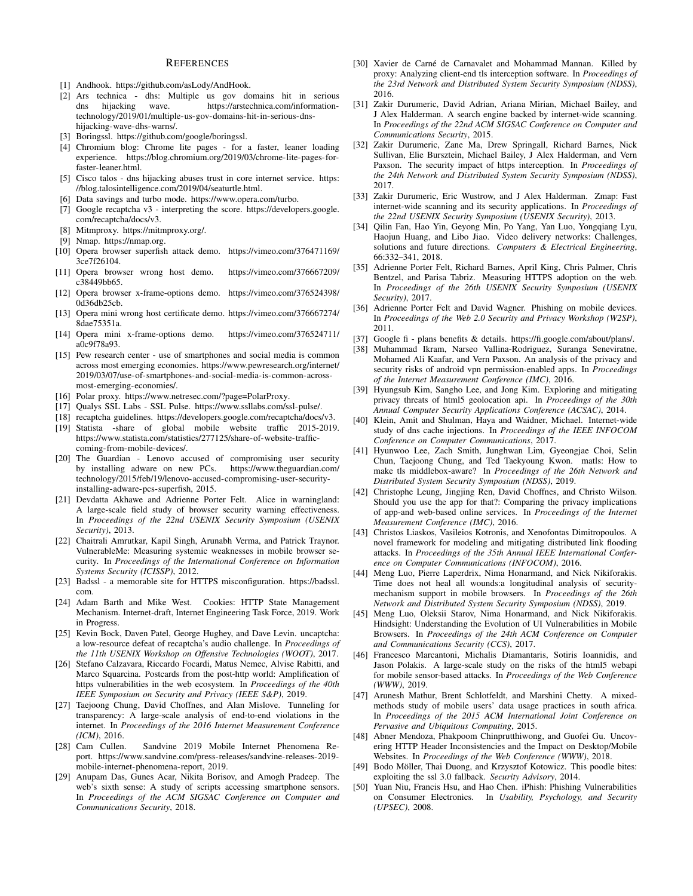## References

[1] Andhook. https://github.com/asLody/AndHook.

[2] Ars technica - dhs: Multiple us gov domains hit in serious dns hijacking wave. https://arstechnica.com/information-technology/2019/01/multiple-us-gov-domains-hit-in-serious-dns-hijacking-wave-dhs-warns/.

[3] Boringssl. https://github.com/google/boringssl.

[4] Chromium blog: Chrome lite pages - for a faster, leaner loading experience. https://blog.chromium.org/2019/03/chrome-lite-pages-for-faster-leaner.html.

[5] Cisco talos - dns hijacking abuses trust in core internet service. https://blog.talosintelligence.com/2019/04/seaturtle.html.

[6] Data savings and turbo mode. https://www.opera.com/turbo.

[7] Google recaptcha v3 - interpreting the score. https://developers.google.com/recaptcha/docs/v3.

[8] Mitmproxy. https://mitmproxy.org/.

[9] Nmap. https://nmap.org.

[10] Opera browser superfish attack demo. https://vimeo.com/376471169/3ce7f26104.

[11] Opera browser wrong host demo. https://vimeo.com/376667209/c38449bb65.

[12] Opera browser x-frame-options demo. https://vimeo.com/376524398/0d36db25cb.

[13] Opera mini wrong host certificate demo. https://vimeo.com/376667274/8dae75351a.

[14] Opera mini x-frame-options demo. https://vimeo.com/376524711/a0c9f78a93.

[15] Pew research center - use of smartphones and social media is common across most emerging economies. https://www.pewresearch.org/internet/2019/03/07/use-of-smartphones-and-social-media-is-common-across-most-emerging-economies/.

[16] Polar proxy. https://www.netresec.com/?page=PolarProxy.

[17] Qualys SSL Labs - SSL Pulse. https://www.ssllabs.com/ssl-pulse/.

[18] recaptcha guidelines. https://developers.google.com/recaptcha/docs/v3.

[19] Statista -share of global mobile website traffic 2015-2019. https://www.statista.com/statistics/277125/share-of-website-traffic-coming-from-mobile-devices/.

[20] The Guardian - Lenovo accused of compromising user security by installing adware on new PCs. https://www.theguardian.com/technology/2015/feb/19/lenovo-accused-compromising-user-security-installing-adware-pcs-superfish, 2015.

[21] Devdatta Akhawe and Adrienne Porter Felt. Alice in warningland: A large-scale field study of browser security warning effectiveness. In *Proceedings of the 22nd USENIX Security Symposium (USENIX Security)*, 2013.

[22] Chaitrali Amrutkar, Kapil Singh, Arunabh Verma, and Patrick Traynor. VulnerableMe: Measuring systemic weaknesses in mobile browser security. In *Proceedings of the International Conference on Information Systems Security (ICISSP)*, 2012.

[23] Badssl - a memorable site for HTTPS misconfiguration. https://badssl.com.

[24] Adam Barth and Mike West. Cookies: HTTP State Management Mechanism. Internet-draft, Internet Engineering Task Force, 2019. Work in Progress.

[25] Kevin Bock, Daven Patel, George Hughey, and Dave Levin. uncaptcha: a low-resource defeat of recaptcha's audio challenge. In *Proceedings of the 11th USENIX Workshop on Offensive Technologies (WOOT)*, 2017.

[26] Stefano Calzavara, Riccardo Focardi, Matus Nemec, Alvise Rabitti, and Marco Squarcina. Postcards from the post-http world: Amplification of https vulnerabilities in the web ecosystem. In *Proceedings of the 40th IEEE Symposium on Security and Privacy (IEEE S&P)*, 2019.

[27] Taejoong Chung, David Choffnes, and Alan Mislove. Tunneling for transparency: A large-scale analysis of end-to-end violations in the internet. In *Proceedings of the 2016 Internet Measurement Conference (ICM)*, 2016.

[28] Cam Cullen. Sandvine 2019 Mobile Internet Phenomena Report. https://www.sandvine.com/press-releases/sandvine-releases-2019-mobile-internet-phenomena-report, 2019.

[29] Anupam Das, Gunes Acar, Nikita Borisov, and Amogh Pradeep. The web's sixth sense: A study of scripts accessing smartphone sensors. In *Proceedings of the ACM SIGSAC Conference on Computer and Communications Security*, 2018.

[30] Xavier de Carné de Carnavalet and Mohammad Mannan. Killed by proxy: Analyzing client-end tls interception software. In *Proceedings of the 23rd Network and Distributed System Security Symposium (NDSS)*, 2016.

[31] Zakir Durumeric, David Adrian, Ariana Mirian, Michael Bailey, and J Alex Halderman. A search engine backed by internet-wide scanning. In *Proceedings of the 22nd ACM SIGSAC Conference on Computer and Communications Security*, 2015.

[32] Zakir Durumeric, Zane Ma, Drew Springall, Richard Barnes, Nick Sullivan, Elie Bursztein, Michael Bailey, J Alex Halderman, and Vern Paxson. The security impact of https interception. In *Proceedings of the 24th Network and Distributed System Security Symposium (NDSS)*, 2017.

[33] Zakir Durumeric, Eric Wustrow, and J Alex Halderman. Zmap: Fast internet-wide scanning and its security applications. In *Proceedings of the 22nd USENIX Security Symposium (USENIX Security)*, 2013.

[34] Qilin Fan, Hao Yin, Geyong Min, Po Yang, Yan Luo, Yongqiang Lyu, Haojun Huang, and Libo Jiao. Video delivery networks: Challenges, solutions and future directions. *Computers & Electrical Engineering*, 66:332–341, 2018.

[35] Adrienne Porter Felt, Richard Barnes, April King, Chris Palmer, Chris Bentzel, and Parisa Tabriz. Measuring HTTPS adoption on the web. In *Proceedings of the 26th USENIX Security Symposium (USENIX Security)*, 2017.

[36] Adrienne Porter Felt and David Wagner. Phishing on mobile devices. In *Proceedings of the Web 2.0 Security and Privacy Workshop (W2SP)*, 2011.

[37] Google fi - plans benefits & details. https://fi.google.com/about/plans/.

[38] Muhammad Ikram, Narseo Vallina-Rodriguez, Suranga Seneviratne, Mohamed Ali Kaafar, and Vern Paxson. An analysis of the privacy and security risks of android vpn permission-enabled apps. In *Proceedings of the Internet Measurement Conference (IMC)*, 2016.

[39] Hyungsub Kim, Sangho Lee, and Jong Kim. Exploring and mitigating privacy threats of html5 geolocation api. In *Proceedings of the 30th Annual Computer Security Applications Conference (ACSAC)*, 2014.

[40] Klein, Amit and Shulman, Haya and Waidner, Michael. Internet-wide study of dns cache injections. In *Proceedings of the IEEE INFOCOM Conference on Computer Communications*, 2017.

[41] Hyunwoo Lee, Zach Smith, Junghwan Lim, Gyeongjae Choi, Selin Chun, Taejoong Chung, and Ted Taekyoung Kwon. matls: How to make tls middlebox-aware? In *Proceedings of the 26th Network and Distributed System Security Symposium (NDSS)*, 2019.

[42] Christophe Leung, Jingjing Ren, David Choffnes, and Christo Wilson. Should you use the app for that?: Comparing the privacy implications of app-and web-based online services. In *Proceedings of the Internet Measurement Conference (IMC)*, 2016.

[43] Christos Liaskos, Vasileios Kotronis, and Xenofontas Dimitropoulos. A novel framework for modeling and mitigating distributed link flooding attacks. In *Proceedings of the 35th Annual IEEE International Conference on Computer Communications (INFOCOM)*, 2016.

[44] Meng Luo, Pierre Laperdrix, Nima Honarmand, and Nick Nikiforakis. Time does not heal all wounds:a longitudinal analysis of security-mechanism support in mobile browsers. In *Proceedings of the 26th Network and Distributed System Security Symposium (NDSS)*, 2019.

[45] Meng Luo, Oleksii Starov, Nima Honarmand, and Nick Nikiforakis. Hindsight: Understanding the Evolution of UI Vulnerabilities in Mobile Browsers. In *Proceedings of the 24th ACM Conference on Computer and Communications Security (CCS)*, 2017.

[46] Francesco Marcantoni, Michalis Diamantaris, Sotiris Ioannidis, and Jason Polakis. A large-scale study on the risks of the html5 webapi for mobile sensor-based attacks. In *Proceedings of the Web Conference (WWW)*, 2019.

[47] Arunesh Mathur, Brent Schlotfeldt, and Marshini Chetty. A mixed-methods study of mobile users' data usage practices in south africa. In *Proceedings of the 2015 ACM International Joint Conference on Pervasive and Ubiquitous Computing*, 2015.

[48] Abner Mendoza, Phakpoom Chinprutthiwong, and Guofei Gu. Uncovering HTTP Header Inconsistencies and the Impact on Desktop/Mobile Websites. In *Proceedings of the Web Conference (WWW)*, 2018.

[49] Bodo Möller, Thai Duong, and Krzysztof Kotowicz. This poodle bites: exploiting the ssl 3.0 fallback. *Security Advisory*, 2014.

[50] Yuan Niu, Francis Hsu, and Hao Chen. iPhish: Phishing Vulnerabilities on Consumer Electronics. In *Usability, Psychology, and Security (UPSEC)*, 2008.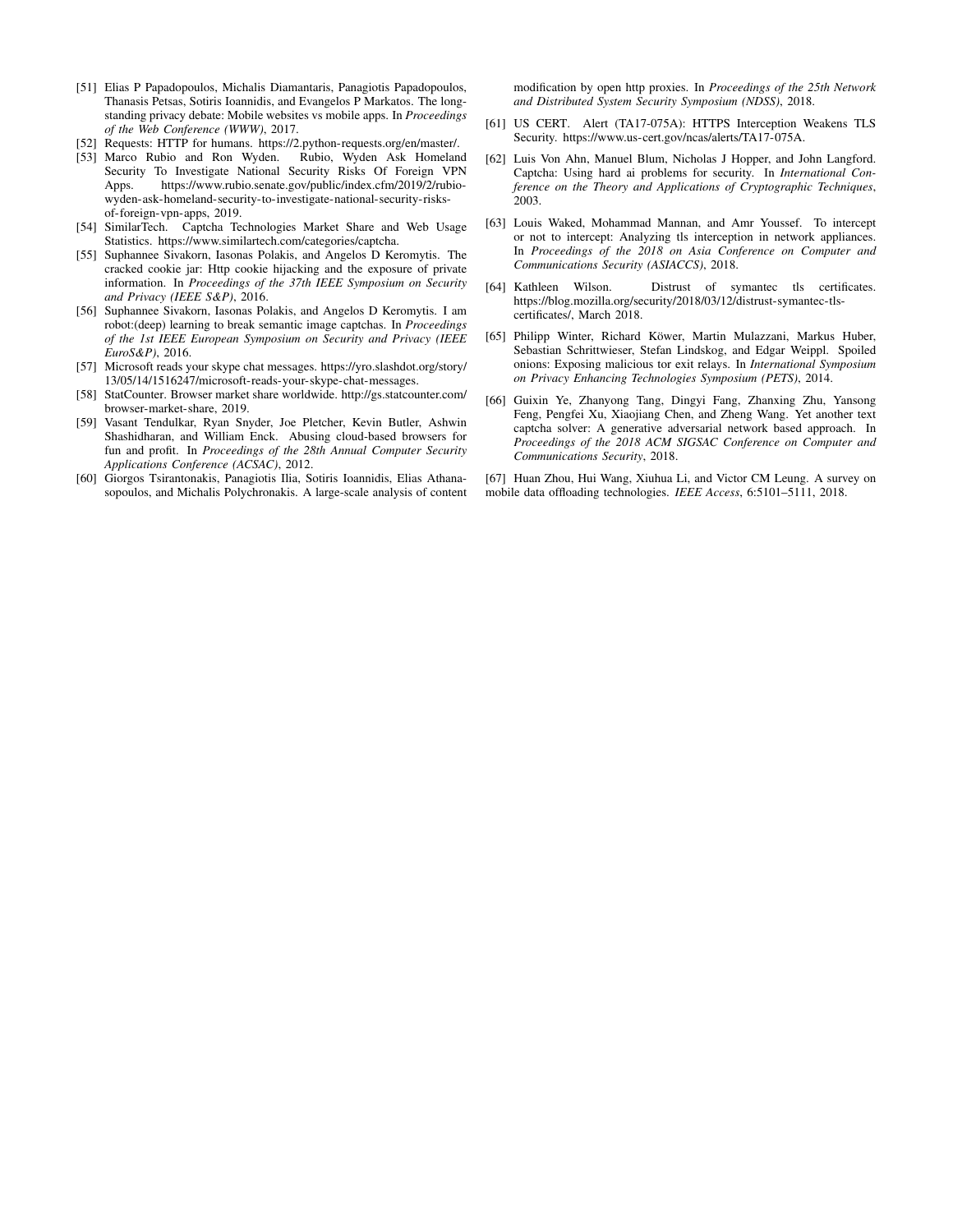- [51] Elias P Papadopoulos, Michalis Diamantaris, Panagiotis Papadopoulos, Thanasis Petsas, Sotiris Ioannidis, and Evangelos P Markatos. The long-standing privacy debate: Mobile websites vs mobile apps. In *Proceedings of the Web Conference (WWW)*, 2017.
- [52] Requests: HTTP for humans. https://2.python-requests.org/en/master/.
- [53] Marco Rubio and Ron Wyden. Rubio, Wyden Ask Homeland Security To Investigate National Security Risks Of Foreign VPN Apps. https://www.rubio.senate.gov/public/index.cfm/2019/2/rubio-wyden-ask-homeland-security-to-investigate-national-security-risks-of-foreign-vpn-apps, 2019.
- [54] SimilarTech. Captcha Technologies Market Share and Web Usage Statistics. https://www.similartech.com/categories/captcha.
- [55] Suphannee Sivakorn, Iasonas Polakis, and Angelos D Keromytis. The cracked cookie jar: Http cookie hijacking and the exposure of private information. In *Proceedings of the 37th IEEE Symposium on Security and Privacy (IEEE S&P)*, 2016.
- [56] Suphannee Sivakorn, Iasonas Polakis, and Angelos D Keromytis. I am robot:(deep) learning to break semantic image captchas. In *Proceedings of the 1st IEEE European Symposium on Security and Privacy (IEEE EuroS&P)*, 2016.
- [57] Microsoft reads your skype chat messages. https://yro.slashdot.org/story/13/05/14/1516247/microsoft-reads-your-skype-chat-messages.
- [58] StatCounter. Browser market share worldwide. http://gs.statcounter.com/browser-market-share, 2019.
- [59] Vasant Tendulkar, Ryan Snyder, Joe Pletcher, Kevin Butler, Ashwin Shashidharan, and William Enck. Abusing cloud-based browsers for fun and profit. In *Proceedings of the 28th Annual Computer Security Applications Conference (ACSAC)*, 2012.
- [60] Giorgos Tsirantonakis, Panagiotis Ilia, Sotiris Ioannidis, Elias Athanasopoulos, and Michalis Polychronakis. A large-scale analysis of content modification by open http proxies. In *Proceedings of the 25th Network and Distributed System Security Symposium (NDSS)*, 2018.
- [61] US CERT. Alert (TA17-075A): HTTPS Interception Weakens TLS Security. https://www.us-cert.gov/ncas/alerts/TA17-075A.
- [62] Luis Von Ahn, Manuel Blum, Nicholas J Hopper, and John Langford. Captcha: Using hard ai problems for security. In *International Conference on the Theory and Applications of Cryptographic Techniques*, 2003.
- [63] Louis Waked, Mohammad Mannan, and Amr Youssef. To intercept or not to intercept: Analyzing tls interception in network appliances. In *Proceedings of the 2018 on Asia Conference on Computer and Communications Security (ASIACCS)*, 2018.
- [64] Kathleen Wilson. Distrust of symantec tls certificates. https://blog.mozilla.org/security/2018/03/12/distrust-symantec-tls-certificates/, March 2018.
- [65] Philipp Winter, Richard Köwer, Martin Mulazzani, Markus Huber, Sebastian Schrittwieser, Stefan Lindskog, and Edgar Weippl. Spoiled onions: Exposing malicious tor exit relays. In *International Symposium on Privacy Enhancing Technologies Symposium (PETS)*, 2014.
- [66] Guixin Ye, Zhanyong Tang, Dingyi Fang, Zhanxing Zhu, Yansong Feng, Pengfei Xu, Xiaojiang Chen, and Zheng Wang. Yet another text captcha solver: A generative adversarial network based approach. In *Proceedings of the 2018 ACM SIGSAC Conference on Computer and Communications Security*, 2018.
- [67] Huan Zhou, Hui Wang, Xiuhua Li, and Victor CM Leung. A survey on mobile data offloading technologies. *IEEE Access*, 6:5101–5111, 2018.